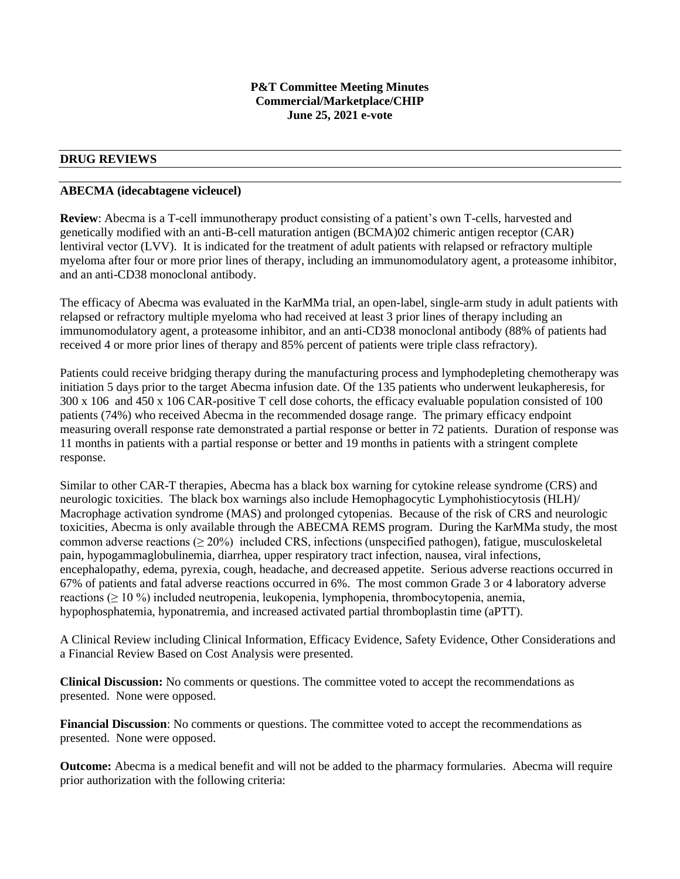**P&T Committee Meeting Minutes**
**Commercial/Marketplace/CHIP**
**June 25, 2021 e-vote**

## DRUG REVIEWS

### ABECMA (idecabtagene vicleucel)

**Review**: Abecma is a T-cell immunotherapy product consisting of a patient's own T-cells, harvested and genetically modified with an anti-B-cell maturation antigen (BCMA)02 chimeric antigen receptor (CAR) lentiviral vector (LVV). It is indicated for the treatment of adult patients with relapsed or refractory multiple myeloma after four or more prior lines of therapy, including an immunomodulatory agent, a proteasome inhibitor, and an anti-CD38 monoclonal antibody.

The efficacy of Abecma was evaluated in the KarMMa trial, an open-label, single-arm study in adult patients with relapsed or refractory multiple myeloma who had received at least 3 prior lines of therapy including an immunomodulatory agent, a proteasome inhibitor, and an anti-CD38 monoclonal antibody (88% of patients had received 4 or more prior lines of therapy and 85% percent of patients were triple class refractory).

Patients could receive bridging therapy during the manufacturing process and lymphodepleting chemotherapy was initiation 5 days prior to the target Abecma infusion date. Of the 135 patients who underwent leukapheresis, for 300 x 106 and 450 x 106 CAR-positive T cell dose cohorts, the efficacy evaluable population consisted of 100 patients (74%) who received Abecma in the recommended dosage range. The primary efficacy endpoint measuring overall response rate demonstrated a partial response or better in 72 patients. Duration of response was 11 months in patients with a partial response or better and 19 months in patients with a stringent complete response.

Similar to other CAR-T therapies, Abecma has a black box warning for cytokine release syndrome (CRS) and neurologic toxicities. The black box warnings also include Hemophagocytic Lymphohistiocytosis (HLH)/ Macrophage activation syndrome (MAS) and prolonged cytopenias. Because of the risk of CRS and neurologic toxicities, Abecma is only available through the ABECMA REMS program. During the KarMMa study, the most common adverse reactions (≥ 20%) included CRS, infections (unspecified pathogen), fatigue, musculoskeletal pain, hypogammaglobulinemia, diarrhea, upper respiratory tract infection, nausea, viral infections, encephalopathy, edema, pyrexia, cough, headache, and decreased appetite. Serious adverse reactions occurred in 67% of patients and fatal adverse reactions occurred in 6%. The most common Grade 3 or 4 laboratory adverse reactions (≥ 10 %) included neutropenia, leukopenia, lymphopenia, thrombocytopenia, anemia, hypophosphatemia, hyponatremia, and increased activated partial thromboplastin time (aPTT).

A Clinical Review including Clinical Information, Efficacy Evidence, Safety Evidence, Other Considerations and a Financial Review Based on Cost Analysis were presented.

**Clinical Discussion:** No comments or questions. The committee voted to accept the recommendations as presented. None were opposed.

**Financial Discussion**: No comments or questions. The committee voted to accept the recommendations as presented. None were opposed.

**Outcome:** Abecma is a medical benefit and will not be added to the pharmacy formularies. Abecma will require prior authorization with the following criteria: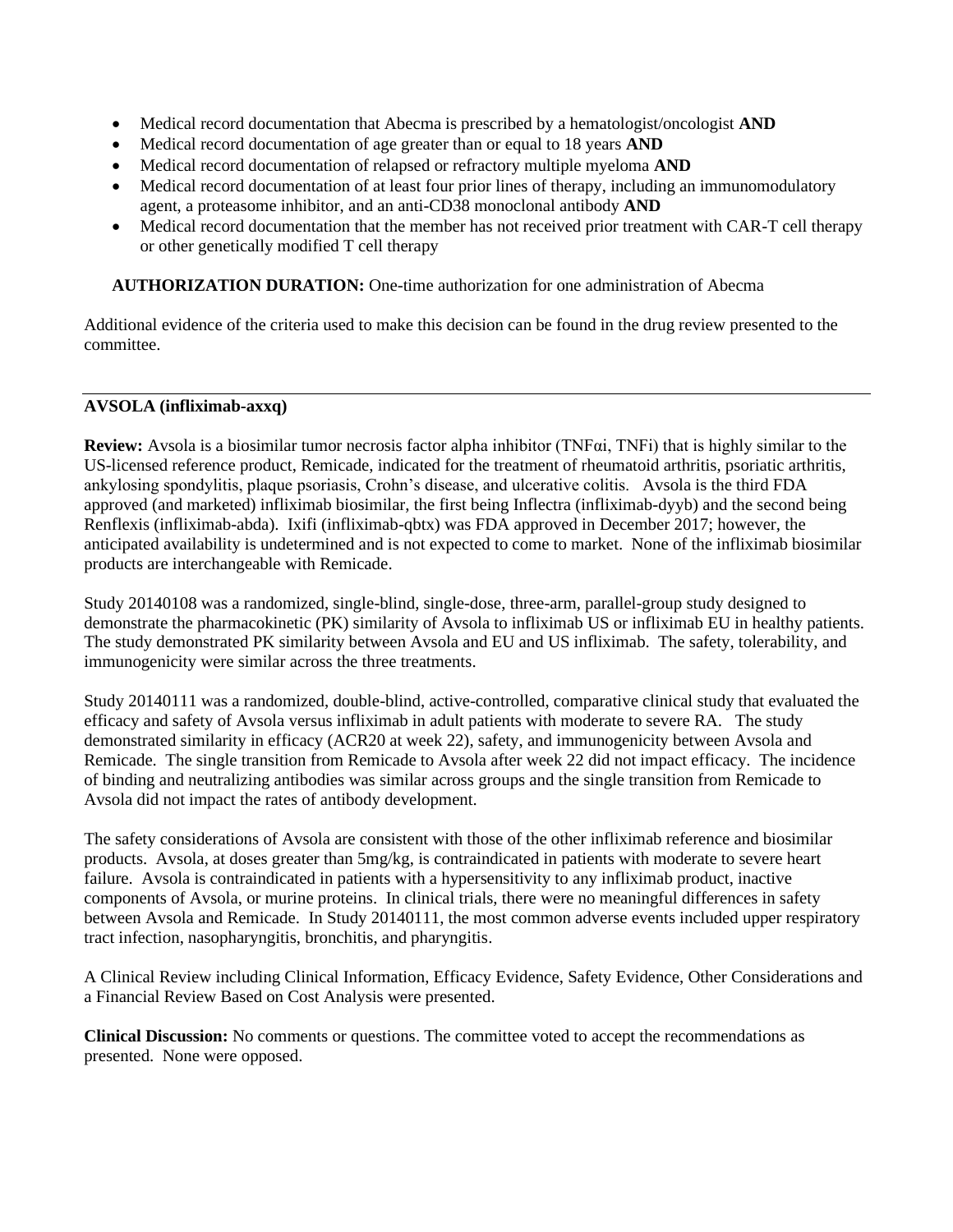- Medical record documentation that Abecma is prescribed by a hematologist/oncologist **AND**
- Medical record documentation of age greater than or equal to 18 years **AND**
- Medical record documentation of relapsed or refractory multiple myeloma **AND**
- Medical record documentation of at least four prior lines of therapy, including an immunomodulatory agent, a proteasome inhibitor, and an anti-CD38 monoclonal antibody **AND**
- Medical record documentation that the member has not received prior treatment with CAR-T cell therapy or other genetically modified T cell therapy

**AUTHORIZATION DURATION:** One-time authorization for one administration of Abecma

Additional evidence of the criteria used to make this decision can be found in the drug review presented to the committee.

---

**AVSOLA (infliximab-axxq)**

**Review:** Avsola is a biosimilar tumor necrosis factor alpha inhibitor (TNFαi, TNFi) that is highly similar to the US-licensed reference product, Remicade, indicated for the treatment of rheumatoid arthritis, psoriatic arthritis, ankylosing spondylitis, plaque psoriasis, Crohn's disease, and ulcerative colitis. Avsola is the third FDA approved (and marketed) infliximab biosimilar, the first being Inflectra (infliximab-dyyb) and the second being Renflexis (infliximab-abda). Ixifi (infliximab-qbtx) was FDA approved in December 2017; however, the anticipated availability is undetermined and is not expected to come to market. None of the infliximab biosimilar products are interchangeable with Remicade.

Study 20140108 was a randomized, single-blind, single-dose, three-arm, parallel-group study designed to demonstrate the pharmacokinetic (PK) similarity of Avsola to infliximab US or infliximab EU in healthy patients. The study demonstrated PK similarity between Avsola and EU and US infliximab. The safety, tolerability, and immunogenicity were similar across the three treatments.

Study 20140111 was a randomized, double-blind, active-controlled, comparative clinical study that evaluated the efficacy and safety of Avsola versus infliximab in adult patients with moderate to severe RA. The study demonstrated similarity in efficacy (ACR20 at week 22), safety, and immunogenicity between Avsola and Remicade. The single transition from Remicade to Avsola after week 22 did not impact efficacy. The incidence of binding and neutralizing antibodies was similar across groups and the single transition from Remicade to Avsola did not impact the rates of antibody development.

The safety considerations of Avsola are consistent with those of the other infliximab reference and biosimilar products. Avsola, at doses greater than 5mg/kg, is contraindicated in patients with moderate to severe heart failure. Avsola is contraindicated in patients with a hypersensitivity to any infliximab product, inactive components of Avsola, or murine proteins. In clinical trials, there were no meaningful differences in safety between Avsola and Remicade. In Study 20140111, the most common adverse events included upper respiratory tract infection, nasopharyngitis, bronchitis, and pharyngitis.

A Clinical Review including Clinical Information, Efficacy Evidence, Safety Evidence, Other Considerations and a Financial Review Based on Cost Analysis were presented.

**Clinical Discussion:** No comments or questions. The committee voted to accept the recommendations as presented. None were opposed.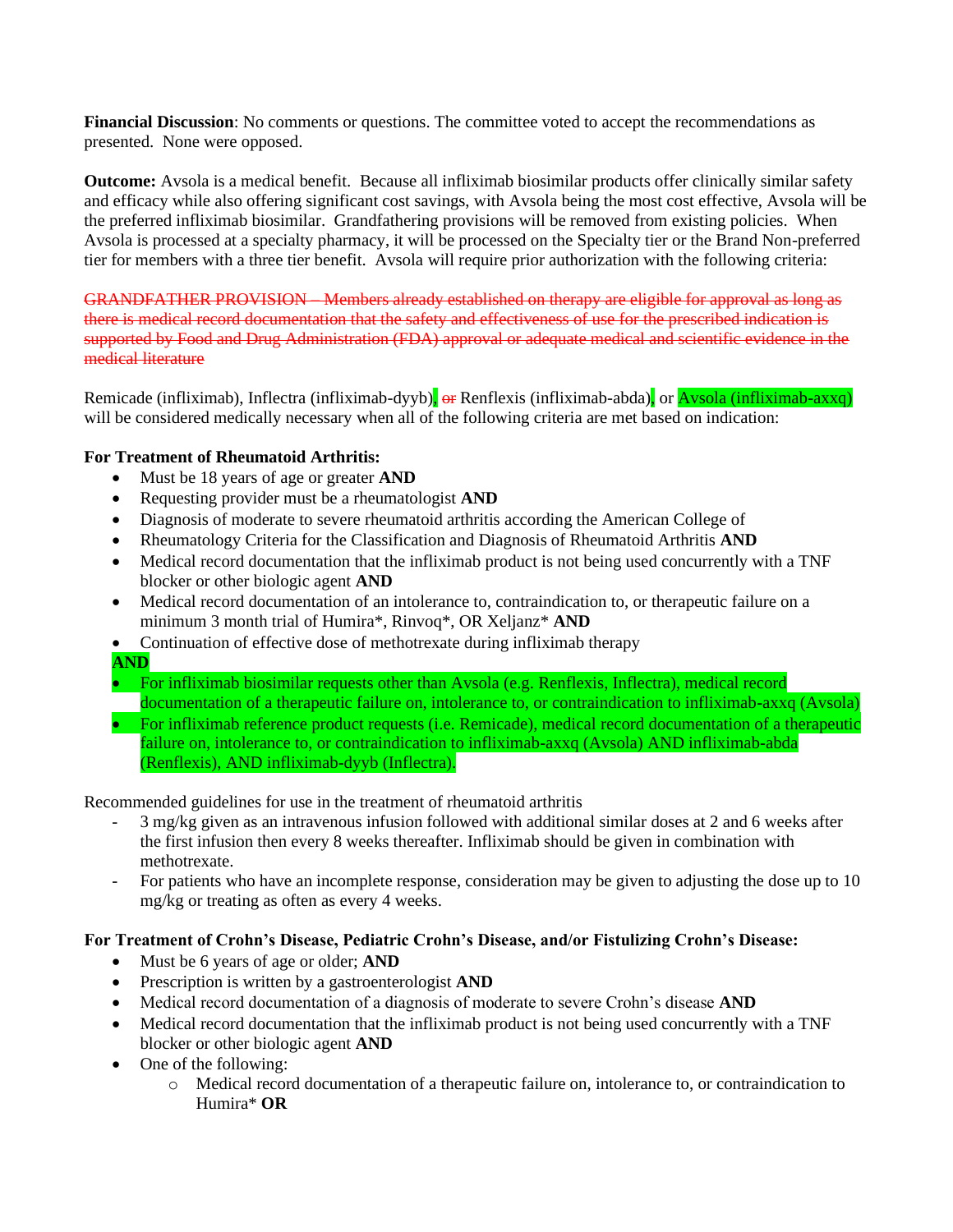**Financial Discussion**: No comments or questions. The committee voted to accept the recommendations as presented. None were opposed.

**Outcome:** Avsola is a medical benefit. Because all infliximab biosimilar products offer clinically similar safety and efficacy while also offering significant cost savings, with Avsola being the most cost effective, Avsola will be the preferred infliximab biosimilar. Grandfathering provisions will be removed from existing policies. When Avsola is processed at a specialty pharmacy, it will be processed on the Specialty tier or the Brand Non-preferred tier for members with a three tier benefit. Avsola will require prior authorization with the following criteria:

~~GRANDFATHER PROVISION – Members already established on therapy are eligible for approval as long as there is medical record documentation that the safety and effectiveness of use for the prescribed indication is supported by Food and Drug Administration (FDA) approval or adequate medical and scientific evidence in the medical literature~~

Remicade (infliximab), Inflectra (infliximab-dyyb), ~~or~~ Renflexis (infliximab-abda), or Avsola (infliximab-axxq) will be considered medically necessary when all of the following criteria are met based on indication:

**For Treatment of Rheumatoid Arthritis:**

- Must be 18 years of age or greater **AND**
- Requesting provider must be a rheumatologist **AND**
- Diagnosis of moderate to severe rheumatoid arthritis according the American College of
- Rheumatology Criteria for the Classification and Diagnosis of Rheumatoid Arthritis **AND**
- Medical record documentation that the infliximab product is not being used concurrently with a TNF blocker or other biologic agent **AND**
- Medical record documentation of an intolerance to, contraindication to, or therapeutic failure on a minimum 3 month trial of Humira*, Rinvoq*, OR Xeljanz* **AND**
- Continuation of effective dose of methotrexate during infliximab therapy

**AND**

- For infliximab biosimilar requests other than Avsola (e.g. Renflexis, Inflectra), medical record documentation of a therapeutic failure on, intolerance to, or contraindication to infliximab-axxq (Avsola)
- For infliximab reference product requests (i.e. Remicade), medical record documentation of a therapeutic failure on, intolerance to, or contraindication to infliximab-axxq (Avsola) AND infliximab-abda (Renflexis), AND infliximab-dyyb (Inflectra).

Recommended guidelines for use in the treatment of rheumatoid arthritis

- 3 mg/kg given as an intravenous infusion followed with additional similar doses at 2 and 6 weeks after the first infusion then every 8 weeks thereafter. Infliximab should be given in combination with methotrexate.
- For patients who have an incomplete response, consideration may be given to adjusting the dose up to 10 mg/kg or treating as often as every 4 weeks.

**For Treatment of Crohn's Disease, Pediatric Crohn's Disease, and/or Fistulizing Crohn's Disease:**

- Must be 6 years of age or older; **AND**
- Prescription is written by a gastroenterologist **AND**
- Medical record documentation of a diagnosis of moderate to severe Crohn's disease **AND**
- Medical record documentation that the infliximab product is not being used concurrently with a TNF blocker or other biologic agent **AND**
- One of the following:
    - Medical record documentation of a therapeutic failure on, intolerance to, or contraindication to Humira* **OR**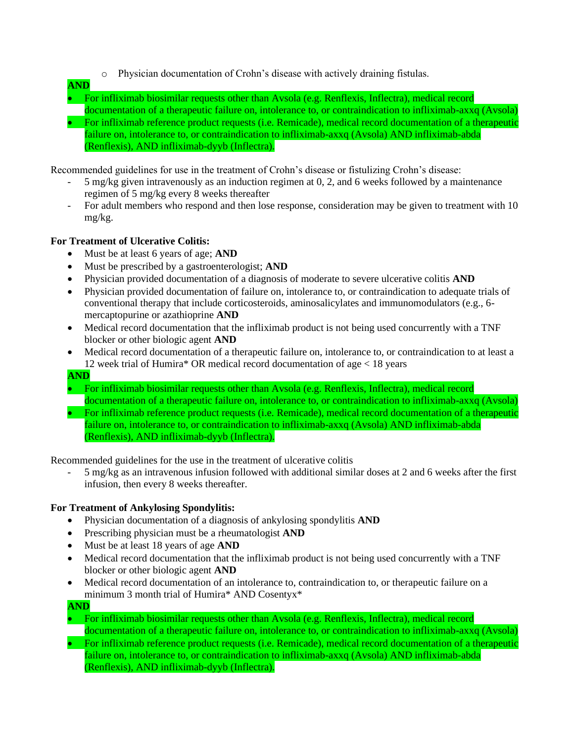- Physician documentation of Crohn's disease with actively draining fistulas.

**AND**

- For infliximab biosimilar requests other than Avsola (e.g. Renflexis, Inflectra), medical record documentation of a therapeutic failure on, intolerance to, or contraindication to infliximab-axxq (Avsola)
- For infliximab reference product requests (i.e. Remicade), medical record documentation of a therapeutic failure on, intolerance to, or contraindication to infliximab-axxq (Avsola) AND infliximab-abda (Renflexis), AND infliximab-dyyb (Inflectra).

Recommended guidelines for use in the treatment of Crohn's disease or fistulizing Crohn's disease:

- 5 mg/kg given intravenously as an induction regimen at 0, 2, and 6 weeks followed by a maintenance regimen of 5 mg/kg every 8 weeks thereafter
- For adult members who respond and then lose response, consideration may be given to treatment with 10 mg/kg.

**For Treatment of Ulcerative Colitis:**

- Must be at least 6 years of age; **AND**
- Must be prescribed by a gastroenterologist; **AND**
- Physician provided documentation of a diagnosis of moderate to severe ulcerative colitis **AND**
- Physician provided documentation of failure on, intolerance to, or contraindication to adequate trials of conventional therapy that include corticosteroids, aminosalicylates and immunomodulators (e.g., 6-mercaptopurine or azathioprine **AND**
- Medical record documentation that the infliximab product is not being used concurrently with a TNF blocker or other biologic agent **AND**
- Medical record documentation of a therapeutic failure on, intolerance to, or contraindication to at least a 12 week trial of Humira* OR medical record documentation of age < 18 years

**AND**

- For infliximab biosimilar requests other than Avsola (e.g. Renflexis, Inflectra), medical record documentation of a therapeutic failure on, intolerance to, or contraindication to infliximab-axxq (Avsola)
- For infliximab reference product requests (i.e. Remicade), medical record documentation of a therapeutic failure on, intolerance to, or contraindication to infliximab-axxq (Avsola) AND infliximab-abda (Renflexis), AND infliximab-dyyb (Inflectra).

Recommended guidelines for the use in the treatment of ulcerative colitis

- 5 mg/kg as an intravenous infusion followed with additional similar doses at 2 and 6 weeks after the first infusion, then every 8 weeks thereafter.

**For Treatment of Ankylosing Spondylitis:**

- Physician documentation of a diagnosis of ankylosing spondylitis **AND**
- Prescribing physician must be a rheumatologist **AND**
- Must be at least 18 years of age **AND**
- Medical record documentation that the infliximab product is not being used concurrently with a TNF blocker or other biologic agent **AND**
- Medical record documentation of an intolerance to, contraindication to, or therapeutic failure on a minimum 3 month trial of Humira* AND Cosentyx*

**AND**

- For infliximab biosimilar requests other than Avsola (e.g. Renflexis, Inflectra), medical record documentation of a therapeutic failure on, intolerance to, or contraindication to infliximab-axxq (Avsola)
- For infliximab reference product requests (i.e. Remicade), medical record documentation of a therapeutic failure on, intolerance to, or contraindication to infliximab-axxq (Avsola) AND infliximab-abda (Renflexis), AND infliximab-dyyb (Inflectra).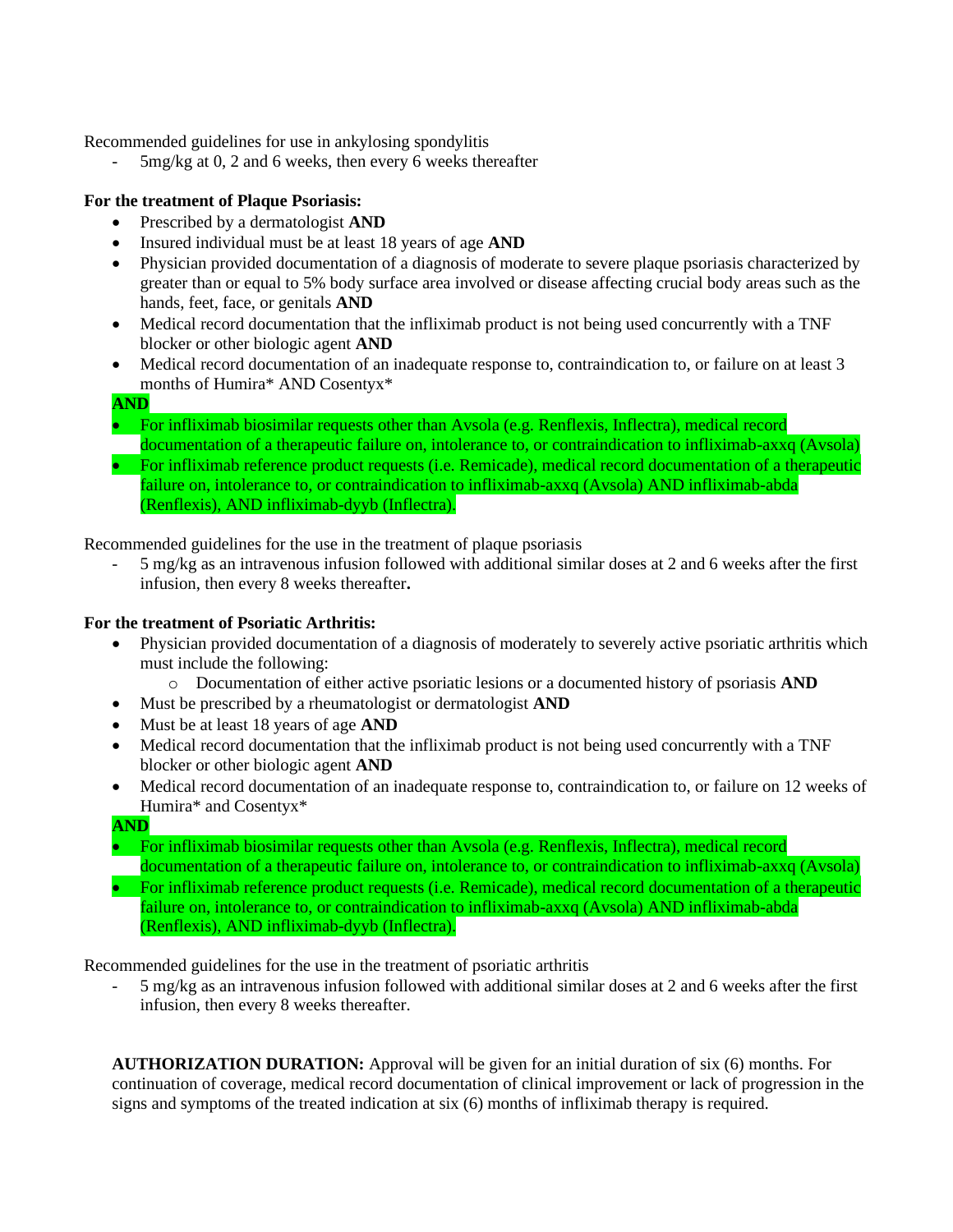Recommended guidelines for use in ankylosing spondylitis

- 5mg/kg at 0, 2 and 6 weeks, then every 6 weeks thereafter

**For the treatment of Plaque Psoriasis:**

- Prescribed by a dermatologist **AND**
- Insured individual must be at least 18 years of age **AND**
- Physician provided documentation of a diagnosis of moderate to severe plaque psoriasis characterized by greater than or equal to 5% body surface area involved or disease affecting crucial body areas such as the hands, feet, face, or genitals **AND**
- Medical record documentation that the infliximab product is not being used concurrently with a TNF blocker or other biologic agent **AND**
- Medical record documentation of an inadequate response to, contraindication to, or failure on at least 3 months of Humira* AND Cosentyx*

**AND**

- For infliximab biosimilar requests other than Avsola (e.g. Renflexis, Inflectra), medical record documentation of a therapeutic failure on, intolerance to, or contraindication to infliximab-axxq (Avsola)
- For infliximab reference product requests (i.e. Remicade), medical record documentation of a therapeutic failure on, intolerance to, or contraindication to infliximab-axxq (Avsola) AND infliximab-abda (Renflexis), AND infliximab-dyyb (Inflectra).

Recommended guidelines for the use in the treatment of plaque psoriasis

- 5 mg/kg as an intravenous infusion followed with additional similar doses at 2 and 6 weeks after the first infusion, then every 8 weeks thereafter**.**

**For the treatment of Psoriatic Arthritis:**

- Physician provided documentation of a diagnosis of moderately to severely active psoriatic arthritis which must include the following:
  - Documentation of either active psoriatic lesions or a documented history of psoriasis **AND**
- Must be prescribed by a rheumatologist or dermatologist **AND**
- Must be at least 18 years of age **AND**
- Medical record documentation that the infliximab product is not being used concurrently with a TNF blocker or other biologic agent **AND**
- Medical record documentation of an inadequate response to, contraindication to, or failure on 12 weeks of Humira* and Cosentyx*

**AND**

- For infliximab biosimilar requests other than Avsola (e.g. Renflexis, Inflectra), medical record documentation of a therapeutic failure on, intolerance to, or contraindication to infliximab-axxq (Avsola)
- For infliximab reference product requests (i.e. Remicade), medical record documentation of a therapeutic failure on, intolerance to, or contraindication to infliximab-axxq (Avsola) AND infliximab-abda (Renflexis), AND infliximab-dyyb (Inflectra).

Recommended guidelines for the use in the treatment of psoriatic arthritis

- 5 mg/kg as an intravenous infusion followed with additional similar doses at 2 and 6 weeks after the first infusion, then every 8 weeks thereafter.

**AUTHORIZATION DURATION:** Approval will be given for an initial duration of six (6) months. For continuation of coverage, medical record documentation of clinical improvement or lack of progression in the signs and symptoms of the treated indication at six (6) months of infliximab therapy is required.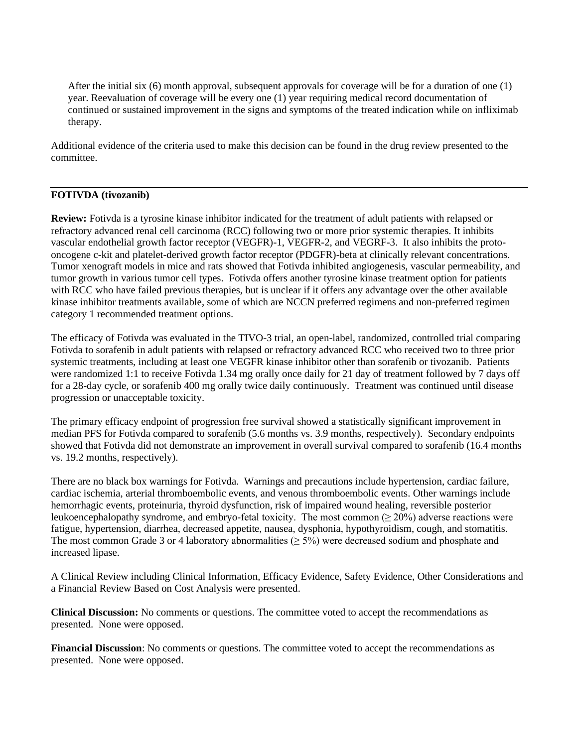After the initial six (6) month approval, subsequent approvals for coverage will be for a duration of one (1) year. Reevaluation of coverage will be every one (1) year requiring medical record documentation of continued or sustained improvement in the signs and symptoms of the treated indication while on infliximab therapy.

Additional evidence of the criteria used to make this decision can be found in the drug review presented to the committee.

---

**FOTIVDA (tivozanib)**

**Review:** Fotivda is a tyrosine kinase inhibitor indicated for the treatment of adult patients with relapsed or refractory advanced renal cell carcinoma (RCC) following two or more prior systemic therapies. It inhibits vascular endothelial growth factor receptor (VEGFR)-1, VEGFR-2, and VEGRF-3. It also inhibits the proto-oncogene c-kit and platelet-derived growth factor receptor (PDGFR)-beta at clinically relevant concentrations. Tumor xenograft models in mice and rats showed that Fotivda inhibited angiogenesis, vascular permeability, and tumor growth in various tumor cell types. Fotivda offers another tyrosine kinase treatment option for patients with RCC who have failed previous therapies, but is unclear if it offers any advantage over the other available kinase inhibitor treatments available, some of which are NCCN preferred regimens and non-preferred regimen category 1 recommended treatment options.

The efficacy of Fotivda was evaluated in the TIVO-3 trial, an open-label, randomized, controlled trial comparing Fotivda to sorafenib in adult patients with relapsed or refractory advanced RCC who received two to three prior systemic treatments, including at least one VEGFR kinase inhibitor other than sorafenib or tivozanib. Patients were randomized 1:1 to receive Fotivda 1.34 mg orally once daily for 21 day of treatment followed by 7 days off for a 28-day cycle, or sorafenib 400 mg orally twice daily continuously. Treatment was continued until disease progression or unacceptable toxicity.

The primary efficacy endpoint of progression free survival showed a statistically significant improvement in median PFS for Fotivda compared to sorafenib (5.6 months vs. 3.9 months, respectively). Secondary endpoints showed that Fotivda did not demonstrate an improvement in overall survival compared to sorafenib (16.4 months vs. 19.2 months, respectively).

There are no black box warnings for Fotivda. Warnings and precautions include hypertension, cardiac failure, cardiac ischemia, arterial thromboembolic events, and venous thromboembolic events. Other warnings include hemorrhagic events, proteinuria, thyroid dysfunction, risk of impaired wound healing, reversible posterior leukoencephalopathy syndrome, and embryo-fetal toxicity. The most common (≥ 20%) adverse reactions were fatigue, hypertension, diarrhea, decreased appetite, nausea, dysphonia, hypothyroidism, cough, and stomatitis. The most common Grade 3 or 4 laboratory abnormalities (≥ 5%) were decreased sodium and phosphate and increased lipase.

A Clinical Review including Clinical Information, Efficacy Evidence, Safety Evidence, Other Considerations and a Financial Review Based on Cost Analysis were presented.

**Clinical Discussion:** No comments or questions. The committee voted to accept the recommendations as presented. None were opposed.

**Financial Discussion**: No comments or questions. The committee voted to accept the recommendations as presented. None were opposed.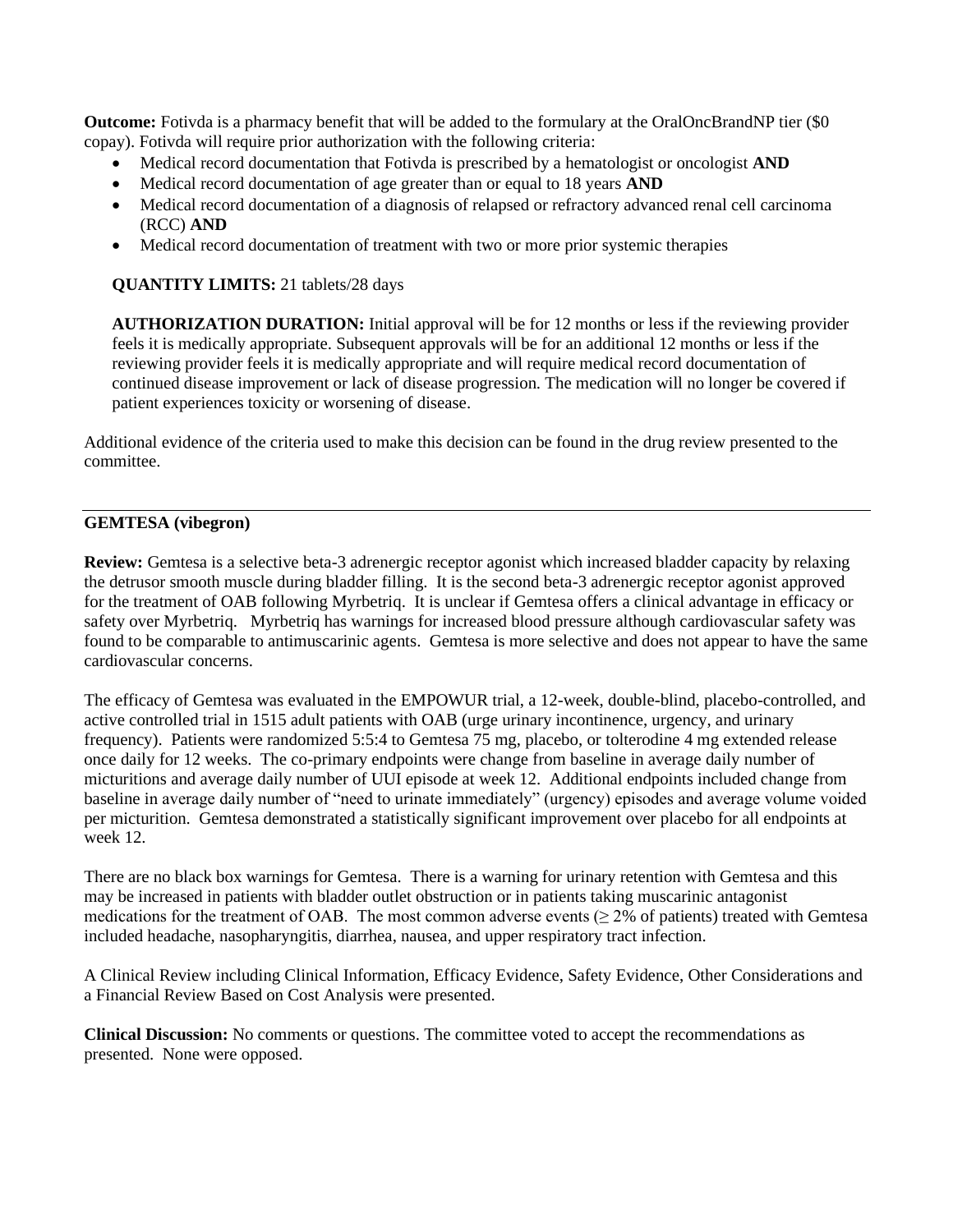**Outcome:** Fotivda is a pharmacy benefit that will be added to the formulary at the OralOncBrandNP tier ($0 copay). Fotivda will require prior authorization with the following criteria:

- Medical record documentation that Fotivda is prescribed by a hematologist or oncologist **AND**
- Medical record documentation of age greater than or equal to 18 years **AND**
- Medical record documentation of a diagnosis of relapsed or refractory advanced renal cell carcinoma (RCC) **AND**
- Medical record documentation of treatment with two or more prior systemic therapies

**QUANTITY LIMITS:** 21 tablets/28 days

**AUTHORIZATION DURATION:** Initial approval will be for 12 months or less if the reviewing provider feels it is medically appropriate. Subsequent approvals will be for an additional 12 months or less if the reviewing provider feels it is medically appropriate and will require medical record documentation of continued disease improvement or lack of disease progression. The medication will no longer be covered if patient experiences toxicity or worsening of disease.

Additional evidence of the criteria used to make this decision can be found in the drug review presented to the committee.

---

**GEMTESA (vibegron)**

**Review:** Gemtesa is a selective beta-3 adrenergic receptor agonist which increased bladder capacity by relaxing the detrusor smooth muscle during bladder filling. It is the second beta-3 adrenergic receptor agonist approved for the treatment of OAB following Myrbetriq. It is unclear if Gemtesa offers a clinical advantage in efficacy or safety over Myrbetriq. Myrbetriq has warnings for increased blood pressure although cardiovascular safety was found to be comparable to antimuscarinic agents. Gemtesa is more selective and does not appear to have the same cardiovascular concerns.

The efficacy of Gemtesa was evaluated in the EMPOWUR trial, a 12-week, double-blind, placebo-controlled, and active controlled trial in 1515 adult patients with OAB (urge urinary incontinence, urgency, and urinary frequency). Patients were randomized 5:5:4 to Gemtesa 75 mg, placebo, or tolterodine 4 mg extended release once daily for 12 weeks. The co-primary endpoints were change from baseline in average daily number of micturitions and average daily number of UUI episode at week 12. Additional endpoints included change from baseline in average daily number of "need to urinate immediately" (urgency) episodes and average volume voided per micturition. Gemtesa demonstrated a statistically significant improvement over placebo for all endpoints at week 12.

There are no black box warnings for Gemtesa. There is a warning for urinary retention with Gemtesa and this may be increased in patients with bladder outlet obstruction or in patients taking muscarinic antagonist medications for the treatment of OAB. The most common adverse events ($\geq$ 2% of patients) treated with Gemtesa included headache, nasopharyngitis, diarrhea, nausea, and upper respiratory tract infection.

A Clinical Review including Clinical Information, Efficacy Evidence, Safety Evidence, Other Considerations and a Financial Review Based on Cost Analysis were presented.

**Clinical Discussion:** No comments or questions. The committee voted to accept the recommendations as presented. None were opposed.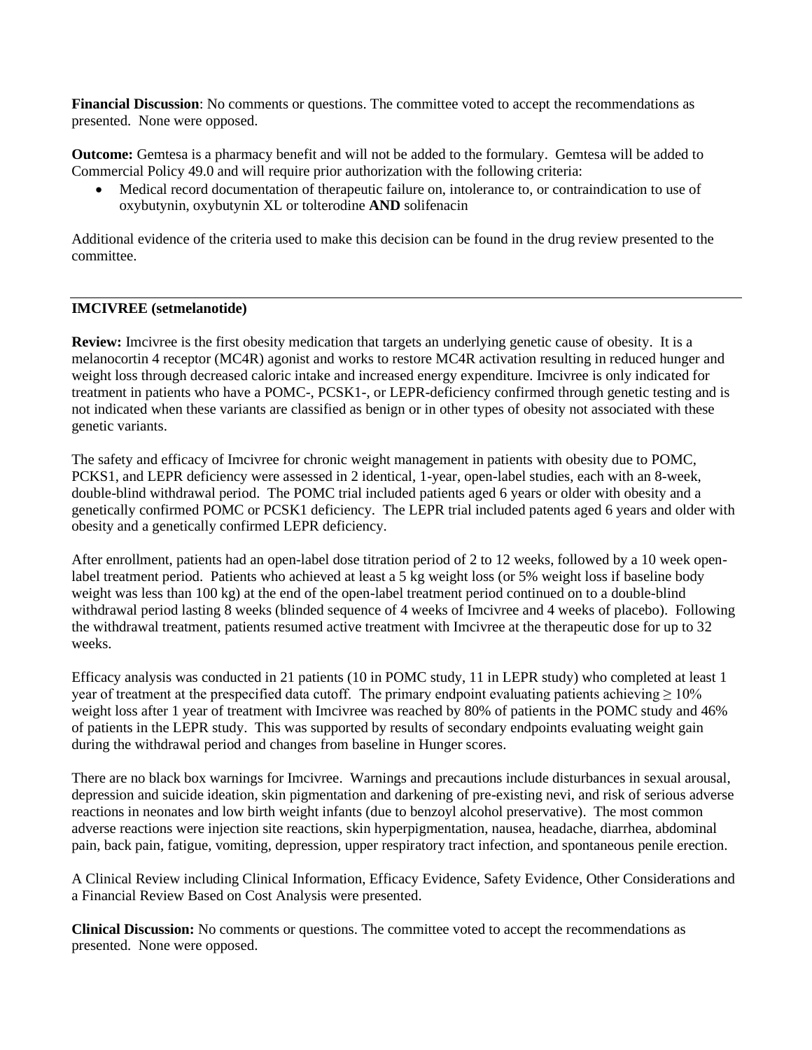**Financial Discussion**: No comments or questions. The committee voted to accept the recommendations as presented. None were opposed.

**Outcome:** Gemtesa is a pharmacy benefit and will not be added to the formulary. Gemtesa will be added to Commercial Policy 49.0 and will require prior authorization with the following criteria:

- Medical record documentation of therapeutic failure on, intolerance to, or contraindication to use of oxybutynin, oxybutynin XL or tolterodine **AND** solifenacin

Additional evidence of the criteria used to make this decision can be found in the drug review presented to the committee.

---

**IMCIVREE (setmelanotide)**

**Review:** Imcivree is the first obesity medication that targets an underlying genetic cause of obesity. It is a melanocortin 4 receptor (MC4R) agonist and works to restore MC4R activation resulting in reduced hunger and weight loss through decreased caloric intake and increased energy expenditure. Imcivree is only indicated for treatment in patients who have a POMC-, PCSK1-, or LEPR-deficiency confirmed through genetic testing and is not indicated when these variants are classified as benign or in other types of obesity not associated with these genetic variants.

The safety and efficacy of Imcivree for chronic weight management in patients with obesity due to POMC, PCKS1, and LEPR deficiency were assessed in 2 identical, 1-year, open-label studies, each with an 8-week, double-blind withdrawal period. The POMC trial included patients aged 6 years or older with obesity and a genetically confirmed POMC or PCSK1 deficiency. The LEPR trial included patents aged 6 years and older with obesity and a genetically confirmed LEPR deficiency.

After enrollment, patients had an open-label dose titration period of 2 to 12 weeks, followed by a 10 week open-label treatment period. Patients who achieved at least a 5 kg weight loss (or 5% weight loss if baseline body weight was less than 100 kg) at the end of the open-label treatment period continued on to a double-blind withdrawal period lasting 8 weeks (blinded sequence of 4 weeks of Imcivree and 4 weeks of placebo). Following the withdrawal treatment, patients resumed active treatment with Imcivree at the therapeutic dose for up to 32 weeks.

Efficacy analysis was conducted in 21 patients (10 in POMC study, 11 in LEPR study) who completed at least 1 year of treatment at the prespecified data cutoff. The primary endpoint evaluating patients achieving $\geq 10\%$ weight loss after 1 year of treatment with Imcivree was reached by 80% of patients in the POMC study and 46% of patients in the LEPR study. This was supported by results of secondary endpoints evaluating weight gain during the withdrawal period and changes from baseline in Hunger scores.

There are no black box warnings for Imcivree. Warnings and precautions include disturbances in sexual arousal, depression and suicide ideation, skin pigmentation and darkening of pre-existing nevi, and risk of serious adverse reactions in neonates and low birth weight infants (due to benzoyl alcohol preservative). The most common adverse reactions were injection site reactions, skin hyperpigmentation, nausea, headache, diarrhea, abdominal pain, back pain, fatigue, vomiting, depression, upper respiratory tract infection, and spontaneous penile erection.

A Clinical Review including Clinical Information, Efficacy Evidence, Safety Evidence, Other Considerations and a Financial Review Based on Cost Analysis were presented.

**Clinical Discussion:** No comments or questions. The committee voted to accept the recommendations as presented. None were opposed.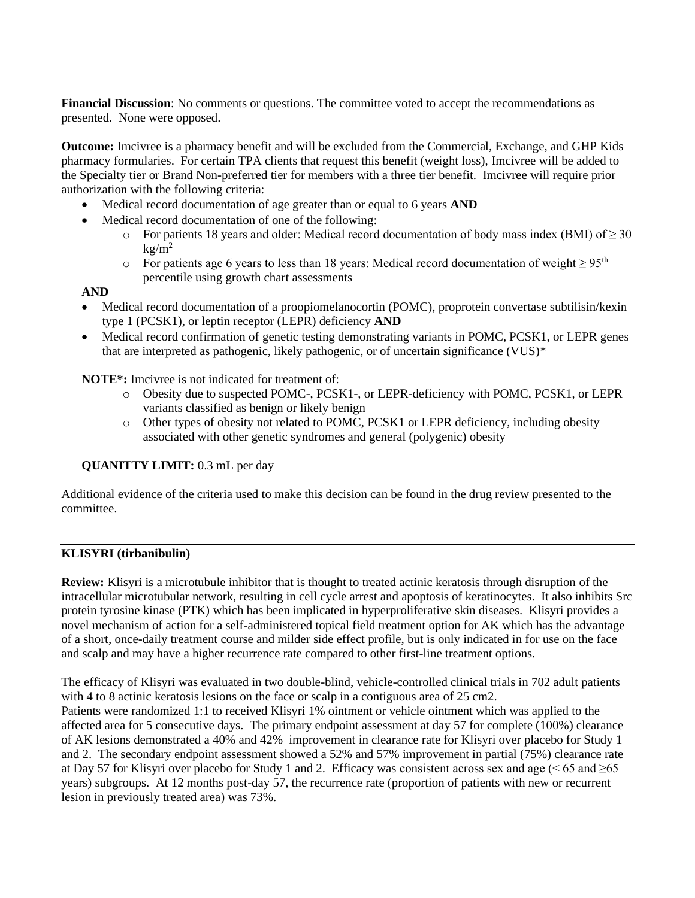**Financial Discussion**: No comments or questions. The committee voted to accept the recommendations as presented. None were opposed.

**Outcome:** Imcivree is a pharmacy benefit and will be excluded from the Commercial, Exchange, and GHP Kids pharmacy formularies. For certain TPA clients that request this benefit (weight loss), Imcivree will be added to the Specialty tier or Brand Non-preferred tier for members with a three tier benefit. Imcivree will require prior authorization with the following criteria:

- Medical record documentation of age greater than or equal to 6 years **AND**
- Medical record documentation of one of the following:
  - For patients 18 years and older: Medical record documentation of body mass index (BMI) of $\geq 30$ $kg/m^2$
  - For patients age 6 years to less than 18 years: Medical record documentation of weight $\geq 95^{th}$ percentile using growth chart assessments

**AND**

- Medical record documentation of a proopiomelanocortin (POMC), proprotein convertase subtilisin/kexin type 1 (PCSK1), or leptin receptor (LEPR) deficiency **AND**
- Medical record confirmation of genetic testing demonstrating variants in POMC, PCSK1, or LEPR genes that are interpreted as pathogenic, likely pathogenic, or of uncertain significance (VUS)*

**NOTE*:** Imcivree is not indicated for treatment of:

- Obesity due to suspected POMC-, PCSK1-, or LEPR-deficiency with POMC, PCSK1, or LEPR variants classified as benign or likely benign
- Other types of obesity not related to POMC, PCSK1 or LEPR deficiency, including obesity associated with other genetic syndromes and general (polygenic) obesity

**QUANITTY LIMIT:** 0.3 mL per day

Additional evidence of the criteria used to make this decision can be found in the drug review presented to the committee.

---

**KLISYRI (tirbanibulin)**

**Review:** Klisyri is a microtubule inhibitor that is thought to treated actinic keratosis through disruption of the intracellular microtubular network, resulting in cell cycle arrest and apoptosis of keratinocytes. It also inhibits Src protein tyrosine kinase (PTK) which has been implicated in hyperproliferative skin diseases. Klisyri provides a novel mechanism of action for a self-administered topical field treatment option for AK which has the advantage of a short, once-daily treatment course and milder side effect profile, but is only indicated in for use on the face and scalp and may have a higher recurrence rate compared to other first-line treatment options.

The efficacy of Klisyri was evaluated in two double-blind, vehicle-controlled clinical trials in 702 adult patients with 4 to 8 actinic keratosis lesions on the face or scalp in a contiguous area of 25 cm2.
Patients were randomized 1:1 to received Klisyri 1% ointment or vehicle ointment which was applied to the affected area for 5 consecutive days. The primary endpoint assessment at day 57 for complete (100%) clearance of AK lesions demonstrated a 40% and 42% improvement in clearance rate for Klisyri over placebo for Study 1 and 2. The secondary endpoint assessment showed a 52% and 57% improvement in partial (75%) clearance rate at Day 57 for Klisyri over placebo for Study 1 and 2. Efficacy was consistent across sex and age (< 65 and ≥65 years) subgroups. At 12 months post-day 57, the recurrence rate (proportion of patients with new or recurrent lesion in previously treated area) was 73%.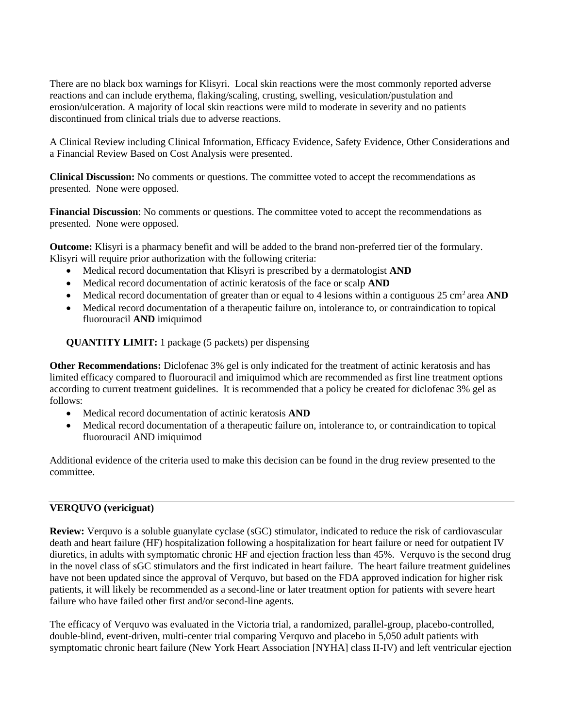There are no black box warnings for Klisyri. Local skin reactions were the most commonly reported adverse reactions and can include erythema, flaking/scaling, crusting, swelling, vesiculation/pustulation and erosion/ulceration. A majority of local skin reactions were mild to moderate in severity and no patients discontinued from clinical trials due to adverse reactions.

A Clinical Review including Clinical Information, Efficacy Evidence, Safety Evidence, Other Considerations and a Financial Review Based on Cost Analysis were presented.

**Clinical Discussion:** No comments or questions. The committee voted to accept the recommendations as presented. None were opposed.

**Financial Discussion**: No comments or questions. The committee voted to accept the recommendations as presented. None were opposed.

**Outcome:** Klisyri is a pharmacy benefit and will be added to the brand non-preferred tier of the formulary. Klisyri will require prior authorization with the following criteria:

- Medical record documentation that Klisyri is prescribed by a dermatologist **AND**
- Medical record documentation of actinic keratosis of the face or scalp **AND**
- Medical record documentation of greater than or equal to 4 lesions within a contiguous 25 $cm^2$ area **AND**
- Medical record documentation of a therapeutic failure on, intolerance to, or contraindication to topical fluorouracil **AND** imiquimod

**QUANTITY LIMIT:** 1 package (5 packets) per dispensing

**Other Recommendations:** Diclofenac 3% gel is only indicated for the treatment of actinic keratosis and has limited efficacy compared to fluorouracil and imiquimod which are recommended as first line treatment options according to current treatment guidelines. It is recommended that a policy be created for diclofenac 3% gel as follows:

- Medical record documentation of actinic keratosis **AND**
- Medical record documentation of a therapeutic failure on, intolerance to, or contraindication to topical fluorouracil AND imiquimod

Additional evidence of the criteria used to make this decision can be found in the drug review presented to the committee.

---

**VERQUVO (vericiguat)**

**Review:** Verquvo is a soluble guanylate cyclase (sGC) stimulator, indicated to reduce the risk of cardiovascular death and heart failure (HF) hospitalization following a hospitalization for heart failure or need for outpatient IV diuretics, in adults with symptomatic chronic HF and ejection fraction less than 45%. Verquvo is the second drug in the novel class of sGC stimulators and the first indicated in heart failure. The heart failure treatment guidelines have not been updated since the approval of Verquvo, but based on the FDA approved indication for higher risk patients, it will likely be recommended as a second-line or later treatment option for patients with severe heart failure who have failed other first and/or second-line agents.

The efficacy of Verquvo was evaluated in the Victoria trial, a randomized, parallel-group, placebo-controlled, double-blind, event-driven, multi-center trial comparing Verquvo and placebo in 5,050 adult patients with symptomatic chronic heart failure (New York Heart Association [NYHA] class II-IV) and left ventricular ejection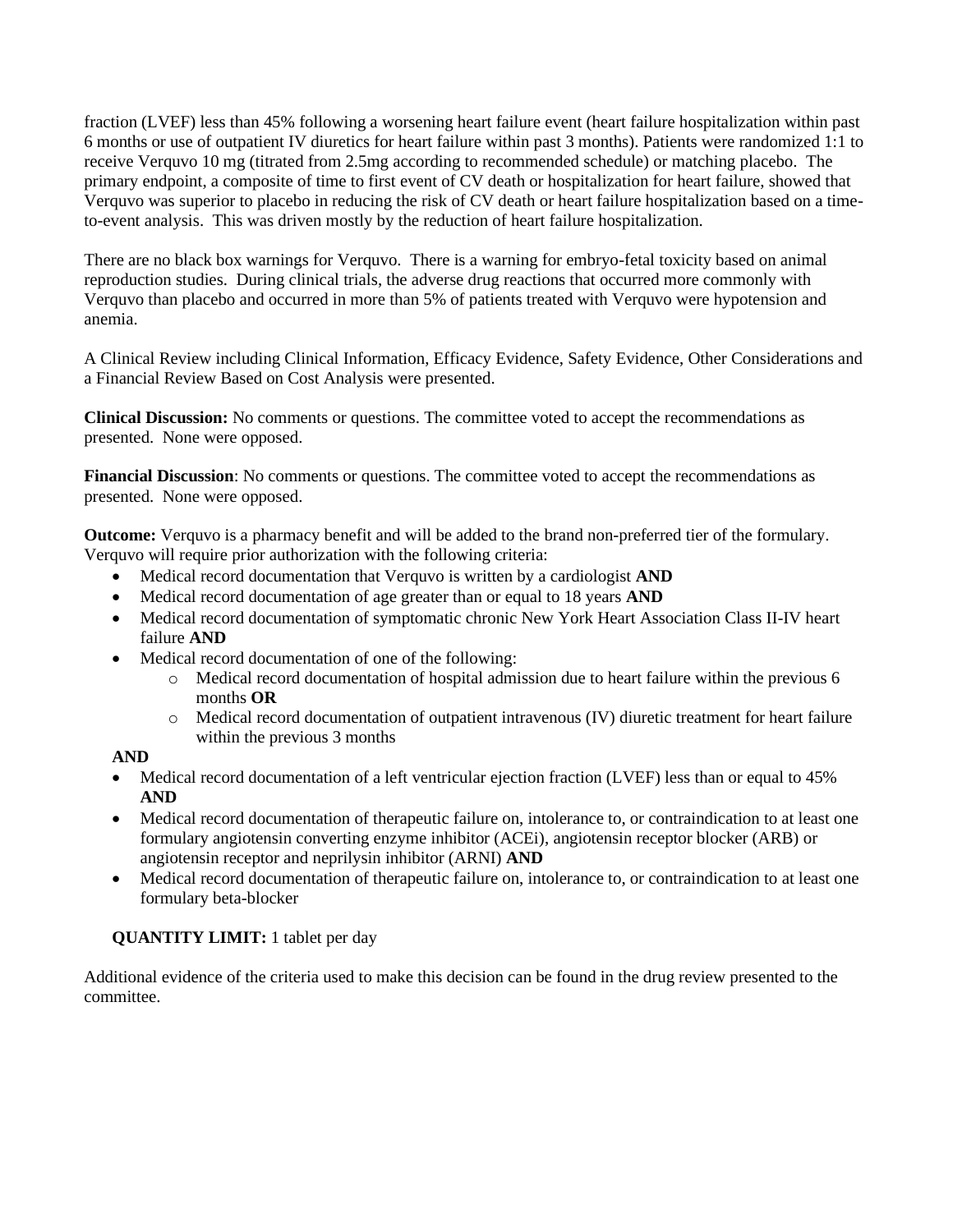fraction (LVEF) less than 45% following a worsening heart failure event (heart failure hospitalization within past 6 months or use of outpatient IV diuretics for heart failure within past 3 months). Patients were randomized 1:1 to receive Verquvo 10 mg (titrated from 2.5mg according to recommended schedule) or matching placebo. The primary endpoint, a composite of time to first event of CV death or hospitalization for heart failure, showed that Verquvo was superior to placebo in reducing the risk of CV death or heart failure hospitalization based on a time-to-event analysis. This was driven mostly by the reduction of heart failure hospitalization.

There are no black box warnings for Verquvo. There is a warning for embryo-fetal toxicity based on animal reproduction studies. During clinical trials, the adverse drug reactions that occurred more commonly with Verquvo than placebo and occurred in more than 5% of patients treated with Verquvo were hypotension and anemia.

A Clinical Review including Clinical Information, Efficacy Evidence, Safety Evidence, Other Considerations and a Financial Review Based on Cost Analysis were presented.

**Clinical Discussion:** No comments or questions. The committee voted to accept the recommendations as presented. None were opposed.

**Financial Discussion**: No comments or questions. The committee voted to accept the recommendations as presented. None were opposed.

**Outcome:** Verquvo is a pharmacy benefit and will be added to the brand non-preferred tier of the formulary. Verquvo will require prior authorization with the following criteria:

- Medical record documentation that Verquvo is written by a cardiologist **AND**
- Medical record documentation of age greater than or equal to 18 years **AND**
- Medical record documentation of symptomatic chronic New York Heart Association Class II-IV heart failure **AND**
- Medical record documentation of one of the following:
    - Medical record documentation of hospital admission due to heart failure within the previous 6 months **OR**
    - Medical record documentation of outpatient intravenous (IV) diuretic treatment for heart failure within the previous 3 months

  **AND**
- Medical record documentation of a left ventricular ejection fraction (LVEF) less than or equal to 45% **AND**
- Medical record documentation of therapeutic failure on, intolerance to, or contraindication to at least one formulary angiotensin converting enzyme inhibitor (ACEi), angiotensin receptor blocker (ARB) or angiotensin receptor and neprilysin inhibitor (ARNI) **AND**
- Medical record documentation of therapeutic failure on, intolerance to, or contraindication to at least one formulary beta-blocker

**QUANTITY LIMIT:** 1 tablet per day

Additional evidence of the criteria used to make this decision can be found in the drug review presented to the committee.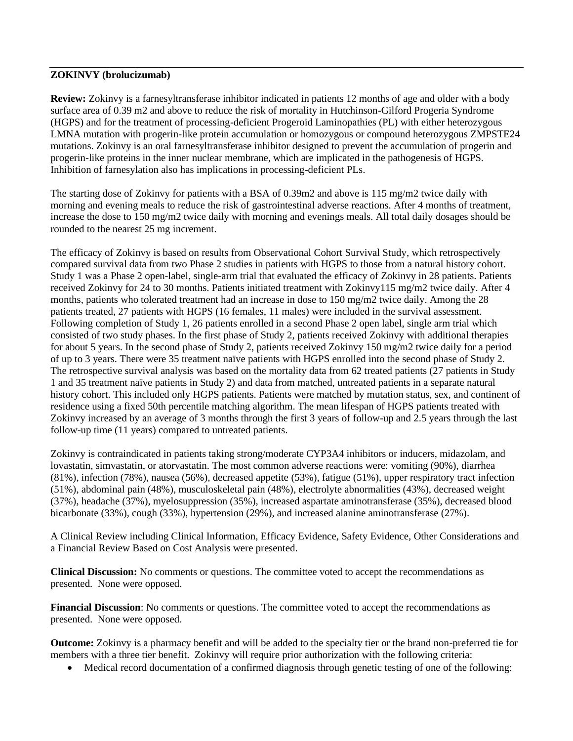**ZOKINVY (brolucizumab)**

**Review:** Zokinvy is a farnesyltransferase inhibitor indicated in patients 12 months of age and older with a body surface area of 0.39 m2 and above to reduce the risk of mortality in Hutchinson-Gilford Progeria Syndrome (HGPS) and for the treatment of processing-deficient Progeroid Laminopathies (PL) with either heterozygous LMNA mutation with progerin-like protein accumulation or homozygous or compound heterozygous ZMPSTE24 mutations. Zokinvy is an oral farnesyltransferase inhibitor designed to prevent the accumulation of progerin and progerin-like proteins in the inner nuclear membrane, which are implicated in the pathogenesis of HGPS. Inhibition of farnesylation also has implications in processing-deficient PLs.

The starting dose of Zokinvy for patients with a BSA of 0.39m2 and above is 115 mg/m2 twice daily with morning and evening meals to reduce the risk of gastrointestinal adverse reactions. After 4 months of treatment, increase the dose to 150 mg/m2 twice daily with morning and evenings meals. All total daily dosages should be rounded to the nearest 25 mg increment.

The efficacy of Zokinvy is based on results from Observational Cohort Survival Study, which retrospectively compared survival data from two Phase 2 studies in patients with HGPS to those from a natural history cohort. Study 1 was a Phase 2 open-label, single-arm trial that evaluated the efficacy of Zokinvy in 28 patients. Patients received Zokinvy for 24 to 30 months. Patients initiated treatment with Zokinvy115 mg/m2 twice daily. After 4 months, patients who tolerated treatment had an increase in dose to 150 mg/m2 twice daily. Among the 28 patients treated, 27 patients with HGPS (16 females, 11 males) were included in the survival assessment. Following completion of Study 1, 26 patients enrolled in a second Phase 2 open label, single arm trial which consisted of two study phases. In the first phase of Study 2, patients received Zokinvy with additional therapies for about 5 years. In the second phase of Study 2, patients received Zokinvy 150 mg/m2 twice daily for a period of up to 3 years. There were 35 treatment naïve patients with HGPS enrolled into the second phase of Study 2. The retrospective survival analysis was based on the mortality data from 62 treated patients (27 patients in Study 1 and 35 treatment naïve patients in Study 2) and data from matched, untreated patients in a separate natural history cohort. This included only HGPS patients. Patients were matched by mutation status, sex, and continent of residence using a fixed 50th percentile matching algorithm. The mean lifespan of HGPS patients treated with Zokinvy increased by an average of 3 months through the first 3 years of follow-up and 2.5 years through the last follow-up time (11 years) compared to untreated patients.

Zokinvy is contraindicated in patients taking strong/moderate CYP3A4 inhibitors or inducers, midazolam, and lovastatin, simvastatin, or atorvastatin. The most common adverse reactions were: vomiting (90%), diarrhea (81%), infection (78%), nausea (56%), decreased appetite (53%), fatigue (51%), upper respiratory tract infection (51%), abdominal pain (48%), musculoskeletal pain (48%), electrolyte abnormalities (43%), decreased weight (37%), headache (37%), myelosuppression (35%), increased aspartate aminotransferase (35%), decreased blood bicarbonate (33%), cough (33%), hypertension (29%), and increased alanine aminotransferase (27%).

A Clinical Review including Clinical Information, Efficacy Evidence, Safety Evidence, Other Considerations and a Financial Review Based on Cost Analysis were presented.

**Clinical Discussion:** No comments or questions. The committee voted to accept the recommendations as presented. None were opposed.

**Financial Discussion**: No comments or questions. The committee voted to accept the recommendations as presented. None were opposed.

**Outcome:** Zokinvy is a pharmacy benefit and will be added to the specialty tier or the brand non-preferred tie for members with a three tier benefit. Zokinvy will require prior authorization with the following criteria:

- Medical record documentation of a confirmed diagnosis through genetic testing of one of the following: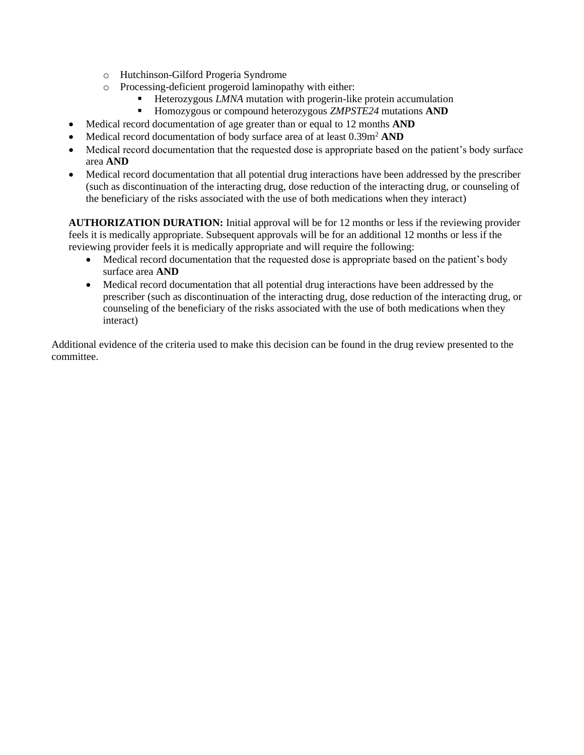- Hutchinson-Gilford Progeria Syndrome
    - Processing-deficient progeroid laminopathy with either:
        - Heterozygous *LMNA* mutation with progerin-like protein accumulation
        - Homozygous or compound heterozygous *ZMPSTE24* mutations **AND**
- Medical record documentation of age greater than or equal to 12 months **AND**
- Medical record documentation of body surface area of at least 0.39$m^2$ **AND**
- Medical record documentation that the requested dose is appropriate based on the patient's body surface area **AND**
- Medical record documentation that all potential drug interactions have been addressed by the prescriber (such as discontinuation of the interacting drug, dose reduction of the interacting drug, or counseling of the beneficiary of the risks associated with the use of both medications when they interact)

**AUTHORIZATION DURATION:** Initial approval will be for 12 months or less if the reviewing provider feels it is medically appropriate. Subsequent approvals will be for an additional 12 months or less if the reviewing provider feels it is medically appropriate and will require the following:

- Medical record documentation that the requested dose is appropriate based on the patient's body surface area **AND**
- Medical record documentation that all potential drug interactions have been addressed by the prescriber (such as discontinuation of the interacting drug, dose reduction of the interacting drug, or counseling of the beneficiary of the risks associated with the use of both medications when they interact)

Additional evidence of the criteria used to make this decision can be found in the drug review presented to the committee.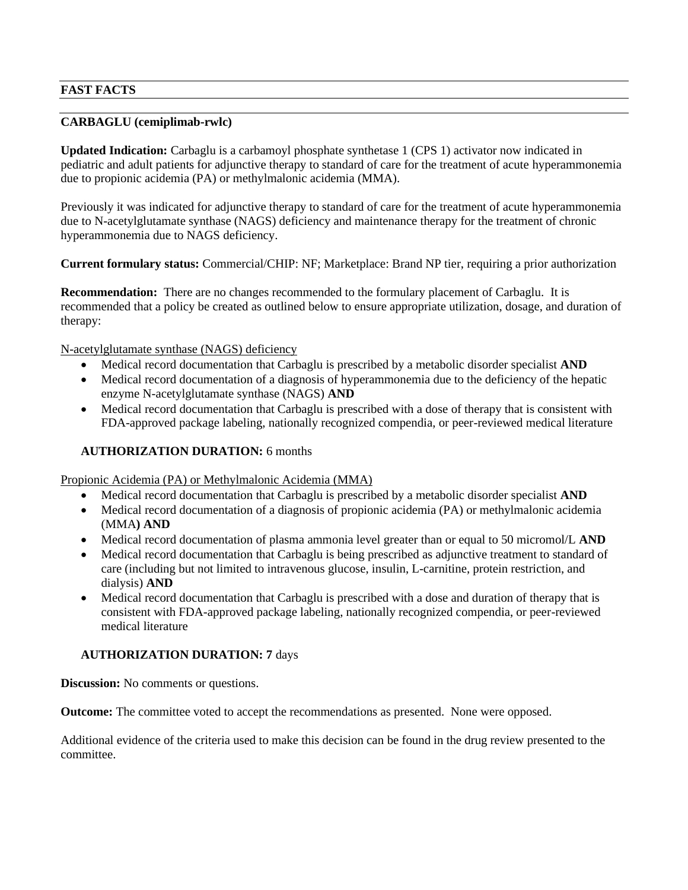**FAST FACTS**

---

**CARBAGLU (cemiplimab-rwlc)**

**Updated Indication:** Carbaglu is a carbamoyl phosphate synthetase 1 (CPS 1) activator now indicated in pediatric and adult patients for adjunctive therapy to standard of care for the treatment of acute hyperammonemia due to propionic acidemia (PA) or methylmalonic acidemia (MMA).

Previously it was indicated for adjunctive therapy to standard of care for the treatment of acute hyperammonemia due to N-acetylglutamate synthase (NAGS) deficiency and maintenance therapy for the treatment of chronic hyperammonemia due to NAGS deficiency.

**Current formulary status:** Commercial/CHIP: NF; Marketplace: Brand NP tier, requiring a prior authorization

**Recommendation:** There are no changes recommended to the formulary placement of Carbaglu. It is recommended that a policy be created as outlined below to ensure appropriate utilization, dosage, and duration of therapy:

N-acetylglutamate synthase (NAGS) deficiency

- Medical record documentation that Carbaglu is prescribed by a metabolic disorder specialist **AND**
- Medical record documentation of a diagnosis of hyperammonemia due to the deficiency of the hepatic enzyme N-acetylglutamate synthase (NAGS) **AND**
- Medical record documentation that Carbaglu is prescribed with a dose of therapy that is consistent with FDA-approved package labeling, nationally recognized compendia, or peer-reviewed medical literature

**AUTHORIZATION DURATION:** 6 months

Propionic Acidemia (PA) or Methylmalonic Acidemia (MMA)

- Medical record documentation that Carbaglu is prescribed by a metabolic disorder specialist **AND**
- Medical record documentation of a diagnosis of propionic acidemia (PA) or methylmalonic acidemia (MMA**) AND**
- Medical record documentation of plasma ammonia level greater than or equal to 50 micromol/L **AND**
- Medical record documentation that Carbaglu is being prescribed as adjunctive treatment to standard of care (including but not limited to intravenous glucose, insulin, L-carnitine, protein restriction, and dialysis) **AND**
- Medical record documentation that Carbaglu is prescribed with a dose and duration of therapy that is consistent with FDA-approved package labeling, nationally recognized compendia, or peer-reviewed medical literature

**AUTHORIZATION DURATION: 7** days

**Discussion:** No comments or questions.

**Outcome:** The committee voted to accept the recommendations as presented. None were opposed.

Additional evidence of the criteria used to make this decision can be found in the drug review presented to the committee.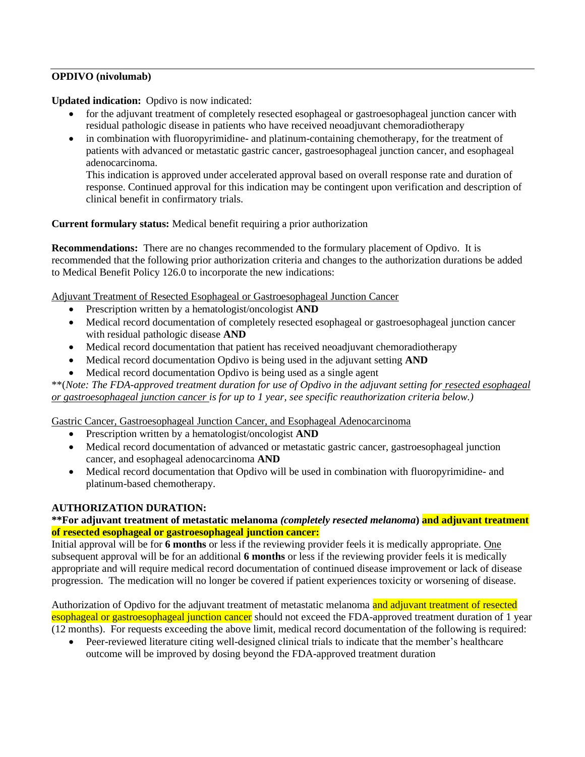---

**OPDIVO (nivolumab)**

**Updated indication:** Opdivo is now indicated:

- for the adjuvant treatment of completely resected esophageal or gastroesophageal junction cancer with residual pathologic disease in patients who have received neoadjuvant chemoradiotherapy
- in combination with fluoropyrimidine- and platinum-containing chemotherapy, for the treatment of patients with advanced or metastatic gastric cancer, gastroesophageal junction cancer, and esophageal adenocarcinoma.
  This indication is approved under accelerated approval based on overall response rate and duration of response. Continued approval for this indication may be contingent upon verification and description of clinical benefit in confirmatory trials.

**Current formulary status:** Medical benefit requiring a prior authorization

**Recommendations:** There are no changes recommended to the formulary placement of Opdivo. It is recommended that the following prior authorization criteria and changes to the authorization durations be added to Medical Benefit Policy 126.0 to incorporate the new indications:

<u>Adjuvant Treatment of Resected Esophageal or Gastroesophageal Junction Cancer</u>

- Prescription written by a hematologist/oncologist **AND**
- Medical record documentation of completely resected esophageal or gastroesophageal junction cancer with residual pathologic disease **AND**
- Medical record documentation that patient has received neoadjuvant chemoradiotherapy
- Medical record documentation Opdivo is being used in the adjuvant setting **AND**
- Medical record documentation Opdivo is being used as a single agent

**(*Note: The FDA-approved treatment duration for use of Opdivo in the adjuvant setting for <u>resected esophageal or gastroesophageal junction cancer</u> is for up to 1 year, see specific reauthorization criteria below.)*

<u>Gastric Cancer, Gastroesophageal Junction Cancer, and Esophageal Adenocarcinoma</u>

- Prescription written by a hematologist/oncologist **AND**
- Medical record documentation of advanced or metastatic gastric cancer, gastroesophageal junction cancer, and esophageal adenocarcinoma **AND**
- Medical record documentation that Opdivo will be used in combination with fluoropyrimidine- and platinum-based chemotherapy.

**AUTHORIZATION DURATION:**

****For adjuvant treatment of metastatic melanoma *(completely resected melanoma*) and adjuvant treatment of resected esophageal or gastroesophageal junction cancer:**

Initial approval will be for **6 months** or less if the reviewing provider feels it is medically appropriate. <u>One</u> subsequent approval will be for an additional **6 months** or less if the reviewing provider feels it is medically appropriate and will require medical record documentation of continued disease improvement or lack of disease progression. The medication will no longer be covered if patient experiences toxicity or worsening of disease.

Authorization of Opdivo for the adjuvant treatment of metastatic melanoma and adjuvant treatment of resected esophageal or gastroesophageal junction cancer should not exceed the FDA-approved treatment duration of 1 year (12 months). For requests exceeding the above limit, medical record documentation of the following is required:

- Peer-reviewed literature citing well-designed clinical trials to indicate that the member's healthcare outcome will be improved by dosing beyond the FDA-approved treatment duration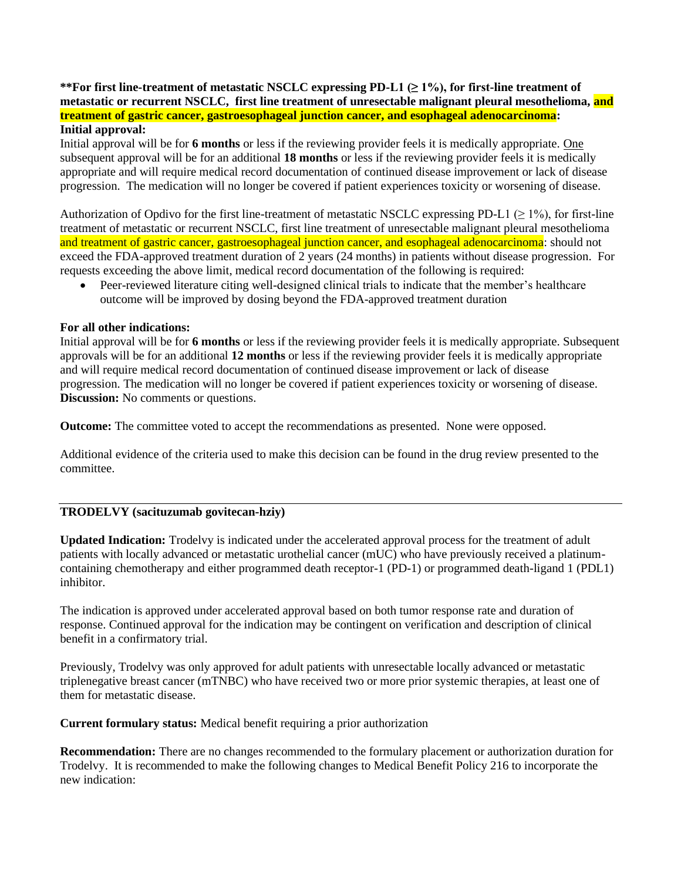**\*\*For first line-treatment of metastatic NSCLC expressing PD-L1 (≥ 1%), for first-line treatment of metastatic or recurrent NSCLC, first line treatment of unresectable malignant pleural mesothelioma, and treatment of gastric cancer, gastroesophageal junction cancer, and esophageal adenocarcinoma:**

**Initial approval:**

Initial approval will be for **6 months** or less if the reviewing provider feels it is medically appropriate. <u>One</u> subsequent approval will be for an additional **18 months** or less if the reviewing provider feels it is medically appropriate and will require medical record documentation of continued disease improvement or lack of disease progression. The medication will no longer be covered if patient experiences toxicity or worsening of disease.

Authorization of Opdivo for the first line-treatment of metastatic NSCLC expressing PD-L1 (≥ 1%), for first-line treatment of metastatic or recurrent NSCLC, first line treatment of unresectable malignant pleural mesothelioma and treatment of gastric cancer, gastroesophageal junction cancer, and esophageal adenocarcinoma: should not exceed the FDA-approved treatment duration of 2 years (24 months) in patients without disease progression. For requests exceeding the above limit, medical record documentation of the following is required:

- Peer-reviewed literature citing well-designed clinical trials to indicate that the member's healthcare outcome will be improved by dosing beyond the FDA-approved treatment duration

**For all other indications:**

Initial approval will be for **6 months** or less if the reviewing provider feels it is medically appropriate. Subsequent approvals will be for an additional **12 months** or less if the reviewing provider feels it is medically appropriate and will require medical record documentation of continued disease improvement or lack of disease progression. The medication will no longer be covered if patient experiences toxicity or worsening of disease.

**Discussion:** No comments or questions.

**Outcome:** The committee voted to accept the recommendations as presented. None were opposed.

Additional evidence of the criteria used to make this decision can be found in the drug review presented to the committee.

---

**TRODELVY (sacituzumab govitecan-hziy)**

**Updated Indication:** Trodelvy is indicated under the accelerated approval process for the treatment of adult patients with locally advanced or metastatic urothelial cancer (mUC) who have previously received a platinum-containing chemotherapy and either programmed death receptor-1 (PD-1) or programmed death-ligand 1 (PDL1) inhibitor.

The indication is approved under accelerated approval based on both tumor response rate and duration of response. Continued approval for the indication may be contingent on verification and description of clinical benefit in a confirmatory trial.

Previously, Trodelvy was only approved for adult patients with unresectable locally advanced or metastatic triplenegative breast cancer (mTNBC) who have received two or more prior systemic therapies, at least one of them for metastatic disease.

**Current formulary status:** Medical benefit requiring a prior authorization

**Recommendation:** There are no changes recommended to the formulary placement or authorization duration for Trodelvy. It is recommended to make the following changes to Medical Benefit Policy 216 to incorporate the new indication: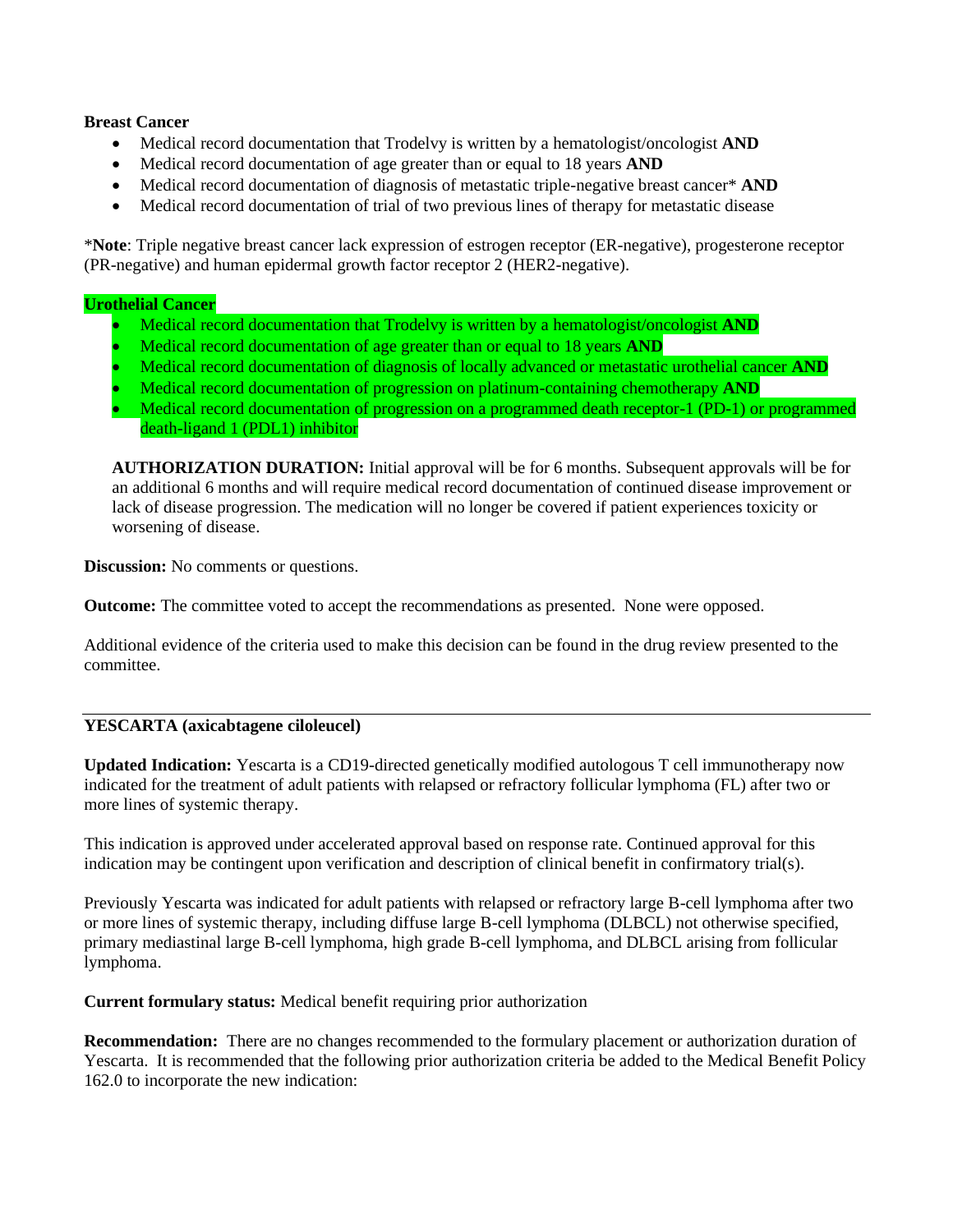**Breast Cancer**

- Medical record documentation that Trodelvy is written by a hematologist/oncologist **AND**
- Medical record documentation of age greater than or equal to 18 years **AND**
- Medical record documentation of diagnosis of metastatic triple-negative breast cancer* **AND**
- Medical record documentation of trial of two previous lines of therapy for metastatic disease

\***Note**: Triple negative breast cancer lack expression of estrogen receptor (ER-negative), progesterone receptor (PR-negative) and human epidermal growth factor receptor 2 (HER2-negative).

**Urothelial Cancer**

- Medical record documentation that Trodelvy is written by a hematologist/oncologist **AND**
- Medical record documentation of age greater than or equal to 18 years **AND**
- Medical record documentation of diagnosis of locally advanced or metastatic urothelial cancer **AND**
- Medical record documentation of progression on platinum-containing chemotherapy **AND**
- Medical record documentation of progression on a programmed death receptor-1 (PD-1) or programmed death-ligand 1 (PDL1) inhibitor

**AUTHORIZATION DURATION:** Initial approval will be for 6 months. Subsequent approvals will be for an additional 6 months and will require medical record documentation of continued disease improvement or lack of disease progression. The medication will no longer be covered if patient experiences toxicity or worsening of disease.

**Discussion:** No comments or questions.

**Outcome:** The committee voted to accept the recommendations as presented. None were opposed.

Additional evidence of the criteria used to make this decision can be found in the drug review presented to the committee.

---

**YESCARTA (axicabtagene ciloleucel)**

**Updated Indication:** Yescarta is a CD19-directed genetically modified autologous T cell immunotherapy now indicated for the treatment of adult patients with relapsed or refractory follicular lymphoma (FL) after two or more lines of systemic therapy.

This indication is approved under accelerated approval based on response rate. Continued approval for this indication may be contingent upon verification and description of clinical benefit in confirmatory trial(s).

Previously Yescarta was indicated for adult patients with relapsed or refractory large B-cell lymphoma after two or more lines of systemic therapy, including diffuse large B-cell lymphoma (DLBCL) not otherwise specified, primary mediastinal large B-cell lymphoma, high grade B-cell lymphoma, and DLBCL arising from follicular lymphoma.

**Current formulary status:** Medical benefit requiring prior authorization

**Recommendation:** There are no changes recommended to the formulary placement or authorization duration of Yescarta. It is recommended that the following prior authorization criteria be added to the Medical Benefit Policy 162.0 to incorporate the new indication: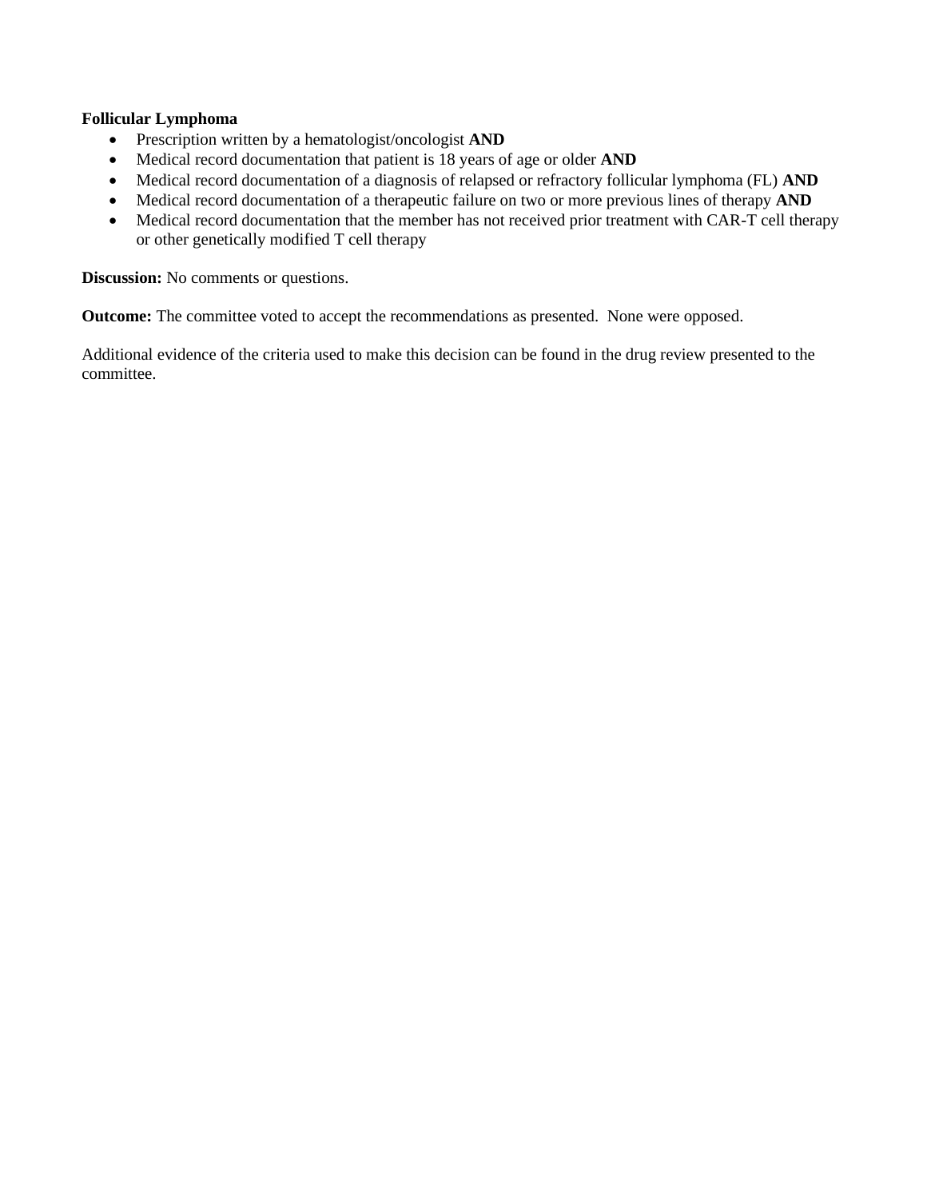**Follicular Lymphoma**

- Prescription written by a hematologist/oncologist **AND**
- Medical record documentation that patient is 18 years of age or older **AND**
- Medical record documentation of a diagnosis of relapsed or refractory follicular lymphoma (FL) **AND**
- Medical record documentation of a therapeutic failure on two or more previous lines of therapy **AND**
- Medical record documentation that the member has not received prior treatment with CAR-T cell therapy or other genetically modified T cell therapy

**Discussion:** No comments or questions.

**Outcome:** The committee voted to accept the recommendations as presented. None were opposed.

Additional evidence of the criteria used to make this decision can be found in the drug review presented to the committee.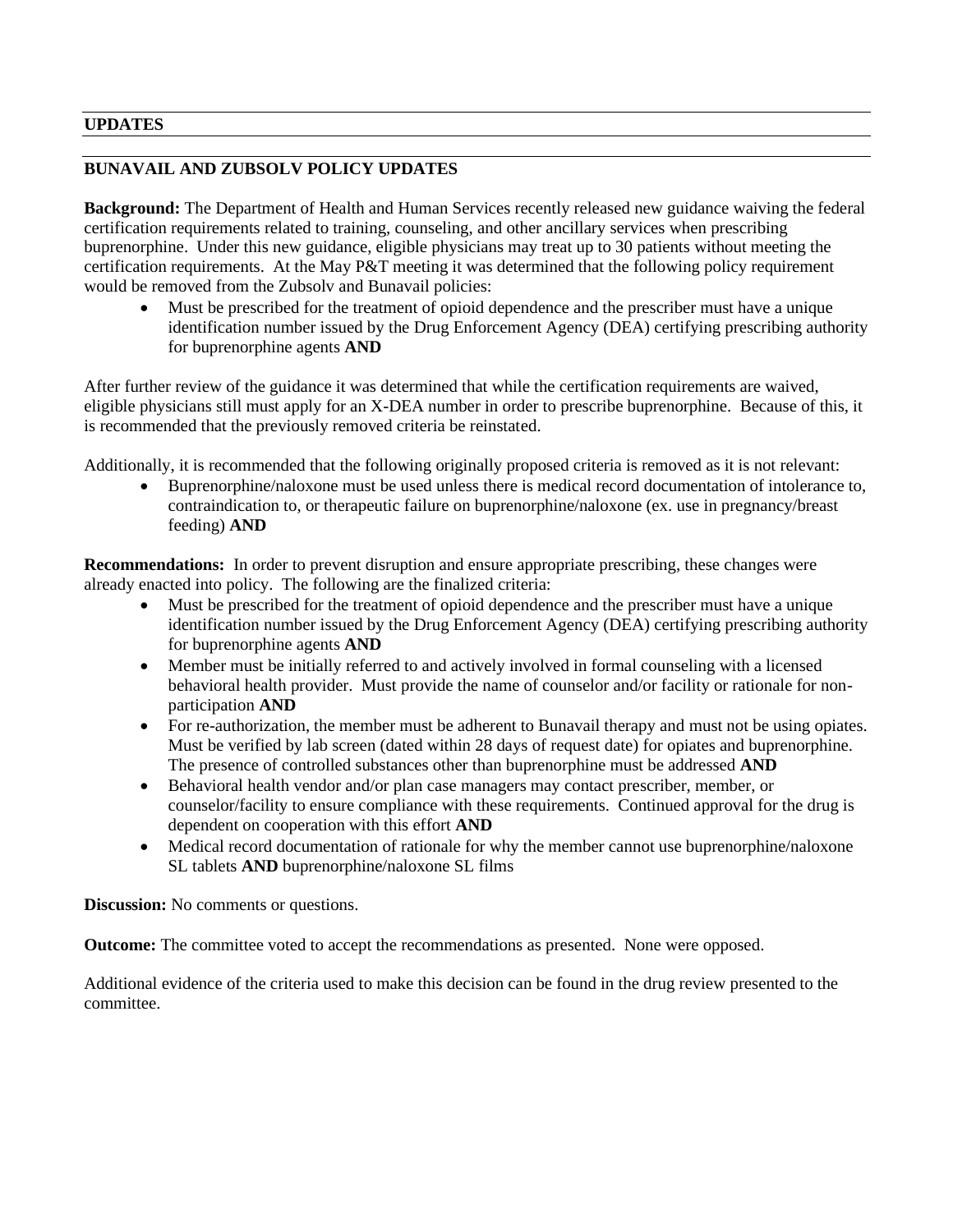## UPDATES

### BUNAVAIL AND ZUBSOLV POLICY UPDATES

**Background:** The Department of Health and Human Services recently released new guidance waiving the federal certification requirements related to training, counseling, and other ancillary services when prescribing buprenorphine. Under this new guidance, eligible physicians may treat up to 30 patients without meeting the certification requirements. At the May P&T meeting it was determined that the following policy requirement would be removed from the Zubsolv and Bunavail policies:

- Must be prescribed for the treatment of opioid dependence and the prescriber must have a unique identification number issued by the Drug Enforcement Agency (DEA) certifying prescribing authority for buprenorphine agents **AND**

After further review of the guidance it was determined that while the certification requirements are waived, eligible physicians still must apply for an X-DEA number in order to prescribe buprenorphine. Because of this, it is recommended that the previously removed criteria be reinstated.

Additionally, it is recommended that the following originally proposed criteria is removed as it is not relevant:

- Buprenorphine/naloxone must be used unless there is medical record documentation of intolerance to, contraindication to, or therapeutic failure on buprenorphine/naloxone (ex. use in pregnancy/breast feeding) **AND**

**Recommendations:** In order to prevent disruption and ensure appropriate prescribing, these changes were already enacted into policy. The following are the finalized criteria:

- Must be prescribed for the treatment of opioid dependence and the prescriber must have a unique identification number issued by the Drug Enforcement Agency (DEA) certifying prescribing authority for buprenorphine agents **AND**
- Member must be initially referred to and actively involved in formal counseling with a licensed behavioral health provider. Must provide the name of counselor and/or facility or rationale for non-participation **AND**
- For re-authorization, the member must be adherent to Bunavail therapy and must not be using opiates. Must be verified by lab screen (dated within 28 days of request date) for opiates and buprenorphine. The presence of controlled substances other than buprenorphine must be addressed **AND**
- Behavioral health vendor and/or plan case managers may contact prescriber, member, or counselor/facility to ensure compliance with these requirements. Continued approval for the drug is dependent on cooperation with this effort **AND**
- Medical record documentation of rationale for why the member cannot use buprenorphine/naloxone SL tablets **AND** buprenorphine/naloxone SL films

**Discussion:** No comments or questions.

**Outcome:** The committee voted to accept the recommendations as presented. None were opposed.

Additional evidence of the criteria used to make this decision can be found in the drug review presented to the committee.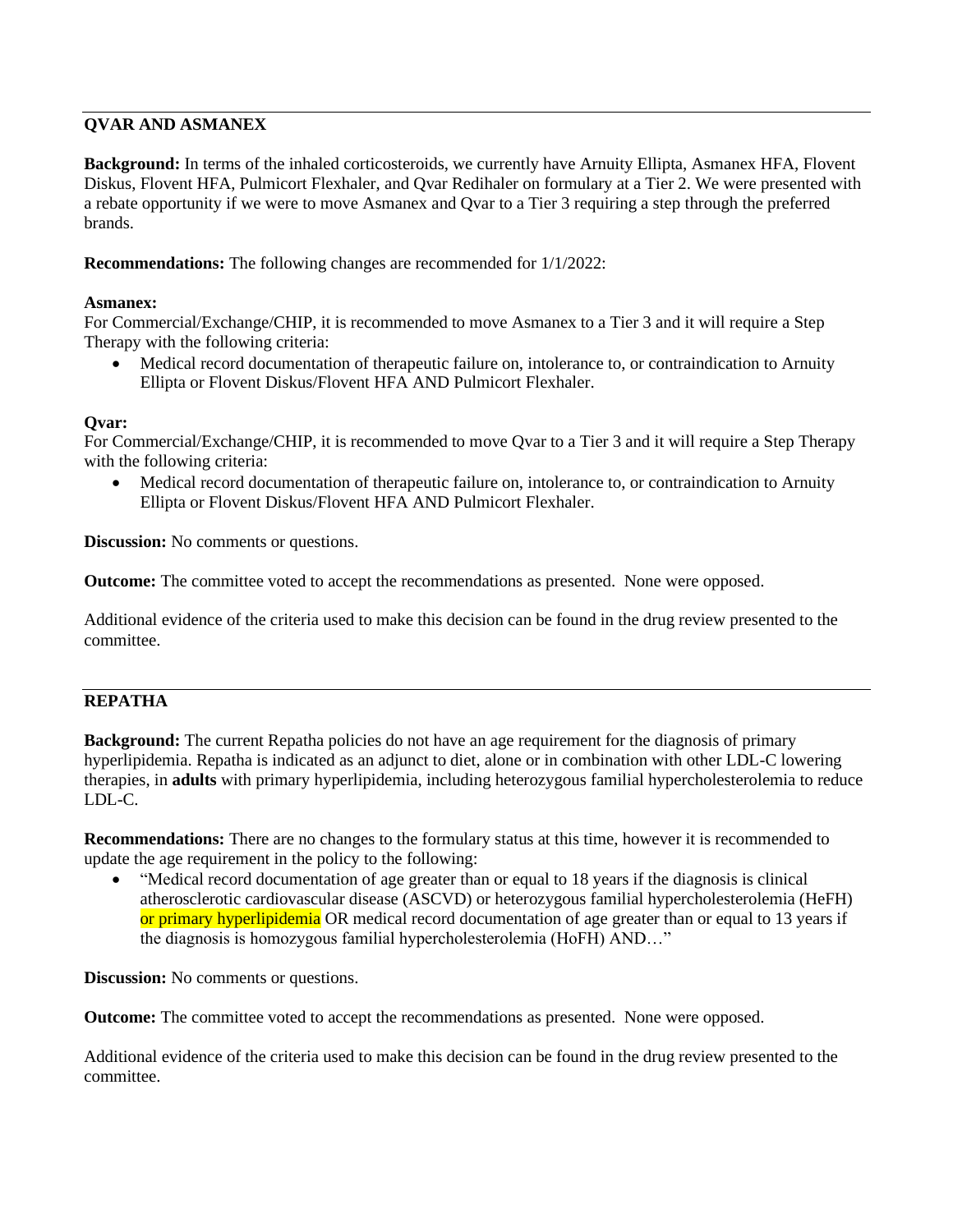## QVAR AND ASMANEX

**Background:** In terms of the inhaled corticosteroids, we currently have Arnuity Ellipta, Asmanex HFA, Flovent Diskus, Flovent HFA, Pulmicort Flexhaler, and Qvar Redihaler on formulary at a Tier 2. We were presented with a rebate opportunity if we were to move Asmanex and Qvar to a Tier 3 requiring a step through the preferred brands.

**Recommendations:** The following changes are recommended for 1/1/2022:

**Asmanex:**
For Commercial/Exchange/CHIP, it is recommended to move Asmanex to a Tier 3 and it will require a Step Therapy with the following criteria:

- Medical record documentation of therapeutic failure on, intolerance to, or contraindication to Arnuity Ellipta or Flovent Diskus/Flovent HFA AND Pulmicort Flexhaler.

**Qvar:**
For Commercial/Exchange/CHIP, it is recommended to move Qvar to a Tier 3 and it will require a Step Therapy with the following criteria:

- Medical record documentation of therapeutic failure on, intolerance to, or contraindication to Arnuity Ellipta or Flovent Diskus/Flovent HFA AND Pulmicort Flexhaler.

**Discussion:** No comments or questions.

**Outcome:** The committee voted to accept the recommendations as presented. None were opposed.

Additional evidence of the criteria used to make this decision can be found in the drug review presented to the committee.

## REPATHA

**Background:** The current Repatha policies do not have an age requirement for the diagnosis of primary hyperlipidemia. Repatha is indicated as an adjunct to diet, alone or in combination with other LDL-C lowering therapies, in **adults** with primary hyperlipidemia, including heterozygous familial hypercholesterolemia to reduce LDL-C.

**Recommendations:** There are no changes to the formulary status at this time, however it is recommended to update the age requirement in the policy to the following:

- "Medical record documentation of age greater than or equal to 18 years if the diagnosis is clinical atherosclerotic cardiovascular disease (ASCVD) or heterozygous familial hypercholesterolemia (HeFH) or primary hyperlipidemia OR medical record documentation of age greater than or equal to 13 years if the diagnosis is homozygous familial hypercholesterolemia (HoFH) AND…"

**Discussion:** No comments or questions.

**Outcome:** The committee voted to accept the recommendations as presented. None were opposed.

Additional evidence of the criteria used to make this decision can be found in the drug review presented to the committee.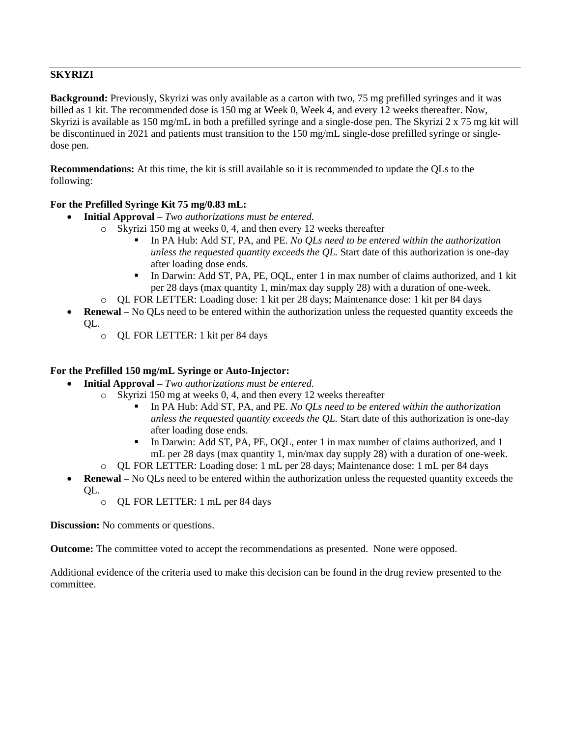## SKYRIZI

**Background:** Previously, Skyrizi was only available as a carton with two, 75 mg prefilled syringes and it was billed as 1 kit. The recommended dose is 150 mg at Week 0, Week 4, and every 12 weeks thereafter. Now, Skyrizi is available as 150 mg/mL in both a prefilled syringe and a single-dose pen. The Skyrizi 2 x 75 mg kit will be discontinued in 2021 and patients must transition to the 150 mg/mL single-dose prefilled syringe or single-dose pen.

**Recommendations:** At this time, the kit is still available so it is recommended to update the QLs to the following:

**For the Prefilled Syringe Kit 75 mg/0.83 mL:**

- **Initial Approval –** *Two authorizations must be entered.*
  - Skyrizi 150 mg at weeks 0, 4, and then every 12 weeks thereafter
    - In PA Hub: Add ST, PA, and PE. *No QLs need to be entered within the authorization unless the requested quantity exceeds the QL.* Start date of this authorization is one-day after loading dose ends.
    - In Darwin: Add ST, PA, PE, OQL, enter 1 in max number of claims authorized, and 1 kit per 28 days (max quantity 1, min/max day supply 28) with a duration of one-week.
  - QL FOR LETTER: Loading dose: 1 kit per 28 days; Maintenance dose: 1 kit per 84 days
- **Renewal –** No QLs need to be entered within the authorization unless the requested quantity exceeds the QL.
  - QL FOR LETTER: 1 kit per 84 days

**For the Prefilled 150 mg/mL Syringe or Auto-Injector:**

- **Initial Approval –** *Two authorizations must be entered.*
  - Skyrizi 150 mg at weeks 0, 4, and then every 12 weeks thereafter
    - In PA Hub: Add ST, PA, and PE. *No QLs need to be entered within the authorization unless the requested quantity exceeds the QL.* Start date of this authorization is one-day after loading dose ends.
    - In Darwin: Add ST, PA, PE, OQL, enter 1 in max number of claims authorized, and 1 mL per 28 days (max quantity 1, min/max day supply 28) with a duration of one-week.
  - QL FOR LETTER: Loading dose: 1 mL per 28 days; Maintenance dose: 1 mL per 84 days
- **Renewal –** No QLs need to be entered within the authorization unless the requested quantity exceeds the QL.
  - QL FOR LETTER: 1 mL per 84 days

**Discussion:** No comments or questions.

**Outcome:** The committee voted to accept the recommendations as presented. None were opposed.

Additional evidence of the criteria used to make this decision can be found in the drug review presented to the committee.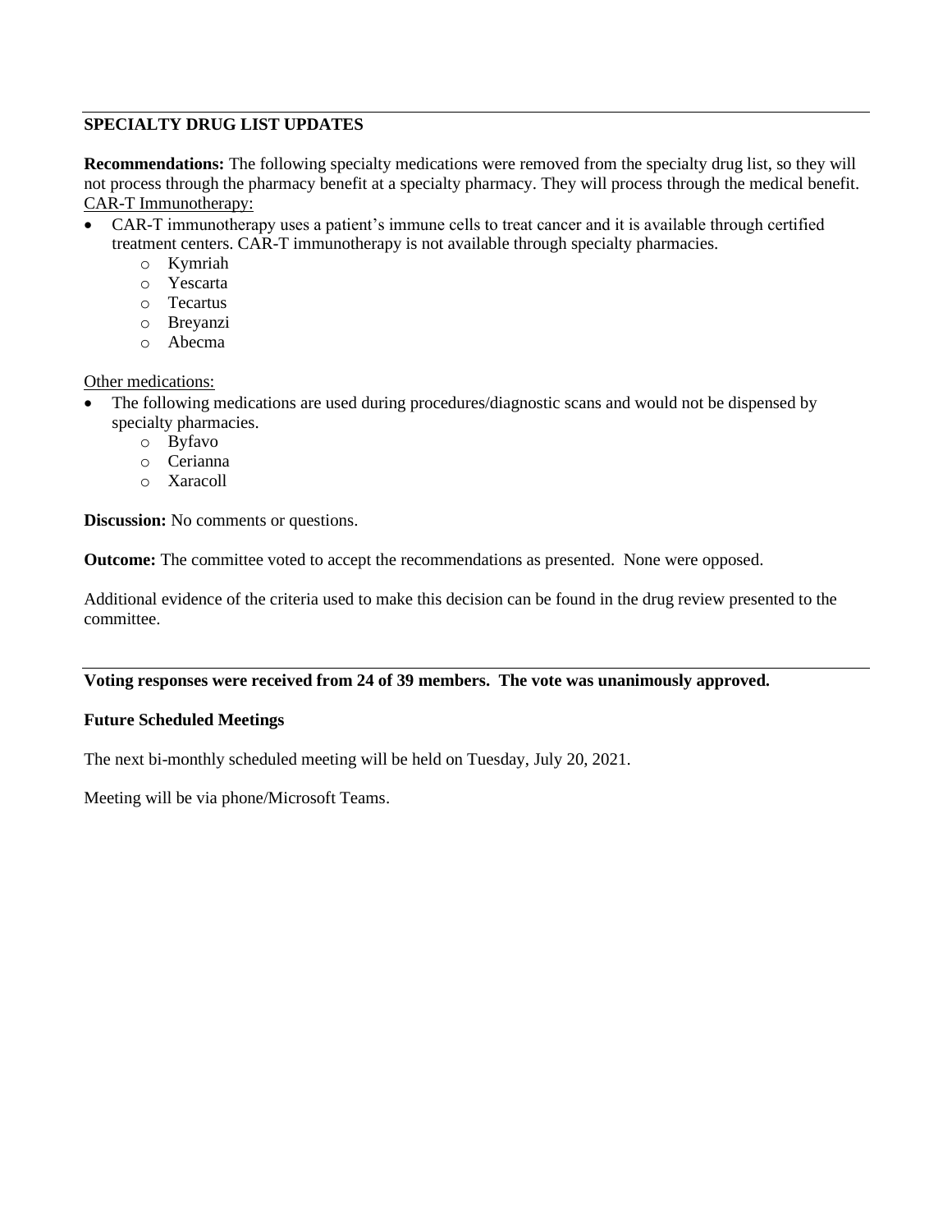## SPECIALTY DRUG LIST UPDATES

**Recommendations:** The following specialty medications were removed from the specialty drug list, so they will not process through the pharmacy benefit at a specialty pharmacy. They will process through the medical benefit.

CAR-T Immunotherapy:

- CAR-T immunotherapy uses a patient's immune cells to treat cancer and it is available through certified treatment centers. CAR-T immunotherapy is not available through specialty pharmacies.
  - Kymriah
  - Yescarta
  - Tecartus
  - Breyanzi
  - Abecma

Other medications:

- The following medications are used during procedures/diagnostic scans and would not be dispensed by specialty pharmacies.
  - Byfavo
  - Cerianna
  - Xaracoll

**Discussion:** No comments or questions.

**Outcome:** The committee voted to accept the recommendations as presented. None were opposed.

Additional evidence of the criteria used to make this decision can be found in the drug review presented to the committee.

---

**Voting responses were received from 24 of 39 members. The vote was unanimously approved.**

**Future Scheduled Meetings**

The next bi-monthly scheduled meeting will be held on Tuesday, July 20, 2021.

Meeting will be via phone/Microsoft Teams.